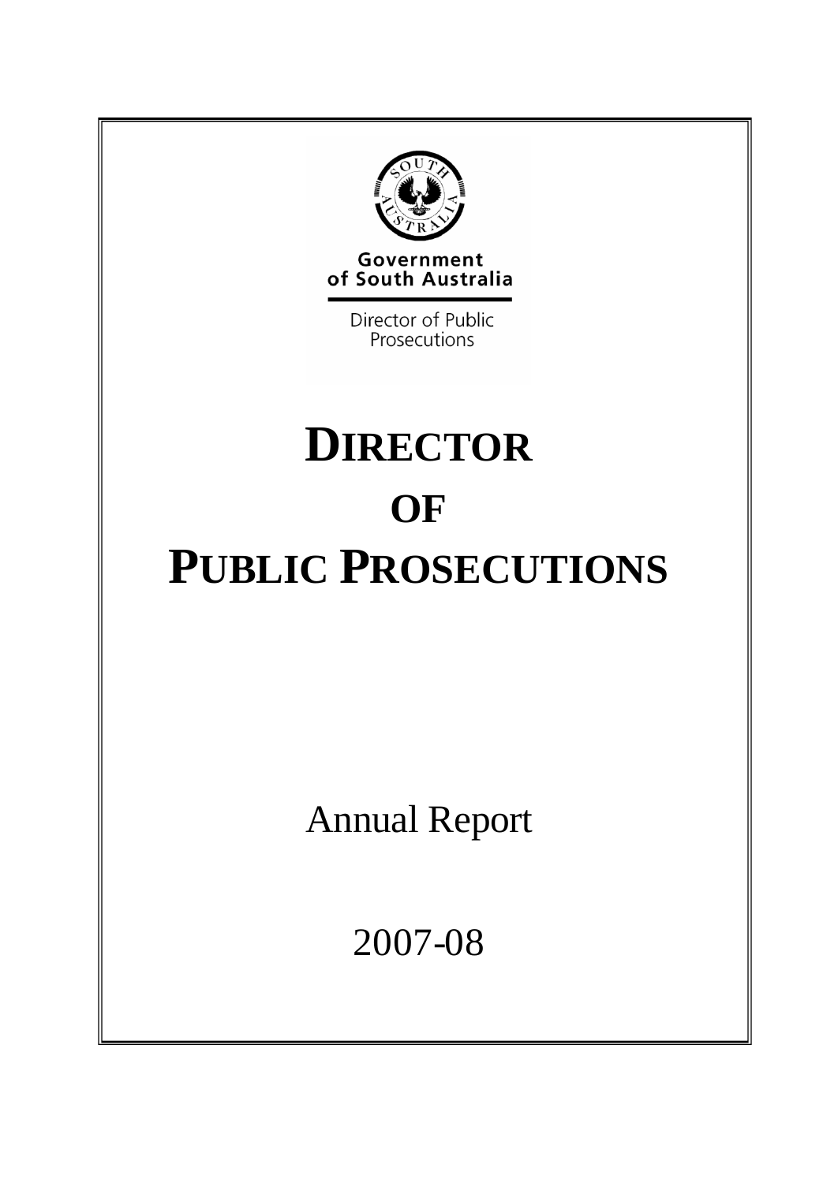Government of South Australia

Director of Public Prosecutions

# DIRECTOR OF PUBLIC PROSECUTIONS

Annual Report

2007-08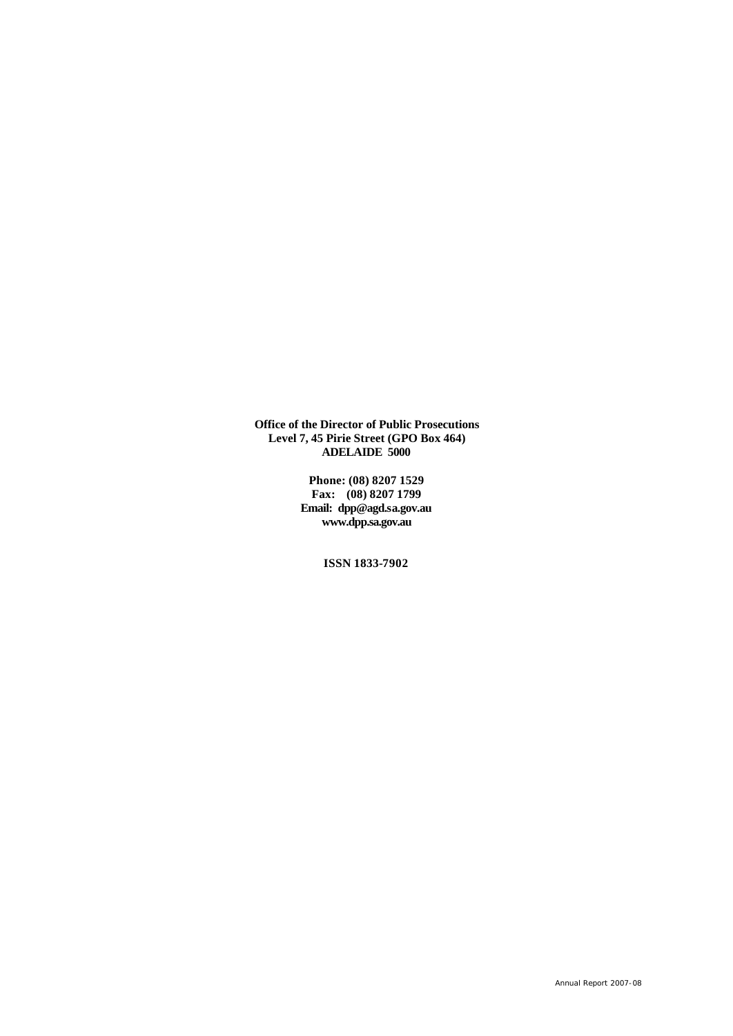**Office of the Director of Public Prosecutions**
**Level 7, 45 Pirie Street (GPO Box 464)**
**ADELAIDE 5000**

**Phone: (08) 8207 1529**
**Fax: (08) 8207 1799**
**Email: dpp@agd.sa.gov.au**
**www.dpp.sa.gov.au**

**ISSN 1833-7902**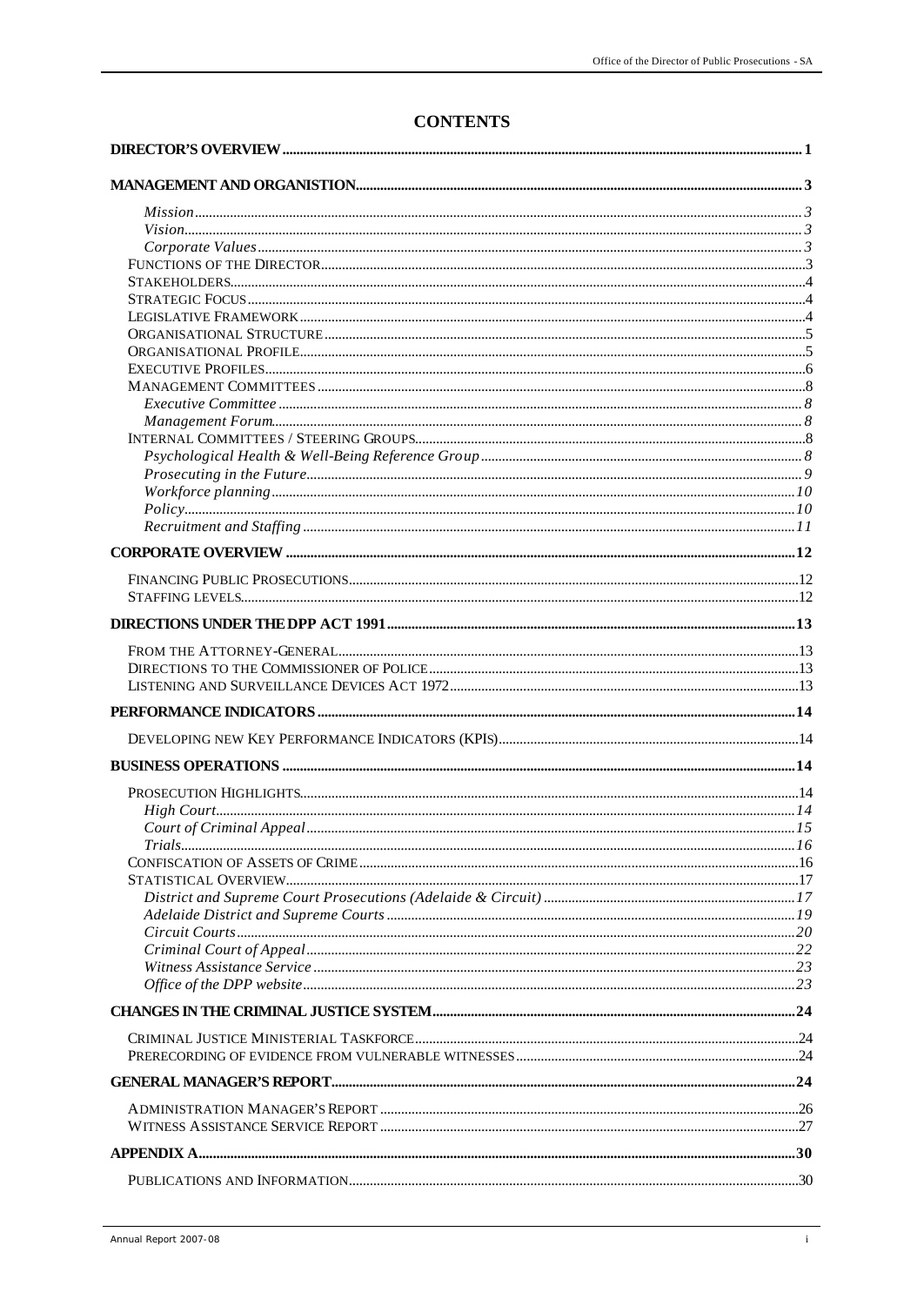# CONTENTS

**DIRECTOR'S OVERVIEW** .......... **1**

**MANAGEMENT AND ORGANISTION** .......... **3**

- *Mission* .......... *3*
- *Vision* .......... *3*
- *Corporate Values* .......... *3*
- FUNCTIONS OF THE DIRECTOR .......... 3
- STAKEHOLDERS .......... 4
- STRATEGIC FOCUS .......... 4
- LEGISLATIVE FRAMEWORK .......... 4
- ORGANISATIONAL STRUCTURE .......... 5
- ORGANISATIONAL PROFILE .......... 5
- EXECUTIVE PROFILES .......... 6
- MANAGEMENT COMMITTEES .......... 8
  - *Executive Committee* .......... *8*
  - *Management Forum* .......... *8*
- INTERNAL COMMITTEES / STEERING GROUPS .......... 8
  - *Psychological Health & Well-Being Reference Group* .......... *8*
  - *Prosecuting in the Future* .......... *9*
  - *Workforce planning* .......... *10*
  - *Policy* .......... *10*
  - *Recruitment and Staffing* .......... *11*

**CORPORATE OVERVIEW** .......... **12**

- FINANCING PUBLIC PROSECUTIONS .......... 12
- STAFFING LEVELS .......... 12

**DIRECTIONS UNDER THE DPP ACT 1991** .......... **13**

- FROM THE ATTORNEY-GENERAL .......... 13
- DIRECTIONS TO THE COMMISSIONER OF POLICE .......... 13
- LISTENING AND SURVEILLANCE DEVICES ACT 1972 .......... 13

**PERFORMANCE INDICATORS** .......... **14**

- DEVELOPING NEW KEY PERFORMANCE INDICATORS (KPIS) .......... 14

**BUSINESS OPERATIONS** .......... **14**

- PROSECUTION HIGHLIGHTS .......... 14
  - *High Court* .......... *14*
  - *Court of Criminal Appeal* .......... *15*
  - *Trials* .......... *16*
- CONFISCATION OF ASSETS OF CRIME .......... 16
- STATISTICAL OVERVIEW .......... 17
  - *District and Supreme Court Prosecutions (Adelaide & Circuit)* .......... *17*
  - *Adelaide District and Supreme Courts* .......... *19*
  - *Circuit Courts* .......... *20*
  - *Criminal Court of Appeal* .......... *22*
  - *Witness Assistance Service* .......... *23*
  - *Office of the DPP website* .......... *23*

**CHANGES IN THE CRIMINAL JUSTICE SYSTEM** .......... **24**

- CRIMINAL JUSTICE MINISTERIAL TASKFORCE .......... 24
- PRERECORDING OF EVIDENCE FROM VULNERABLE WITNESSES .......... 24

**GENERAL MANAGER'S REPORT** .......... **24**

- ADMINISTRATION MANAGER'S REPORT .......... 26
- WITNESS ASSISTANCE SERVICE REPORT .......... 27

**APPENDIX A** .......... **30**

- PUBLICATIONS AND INFORMATION .......... 30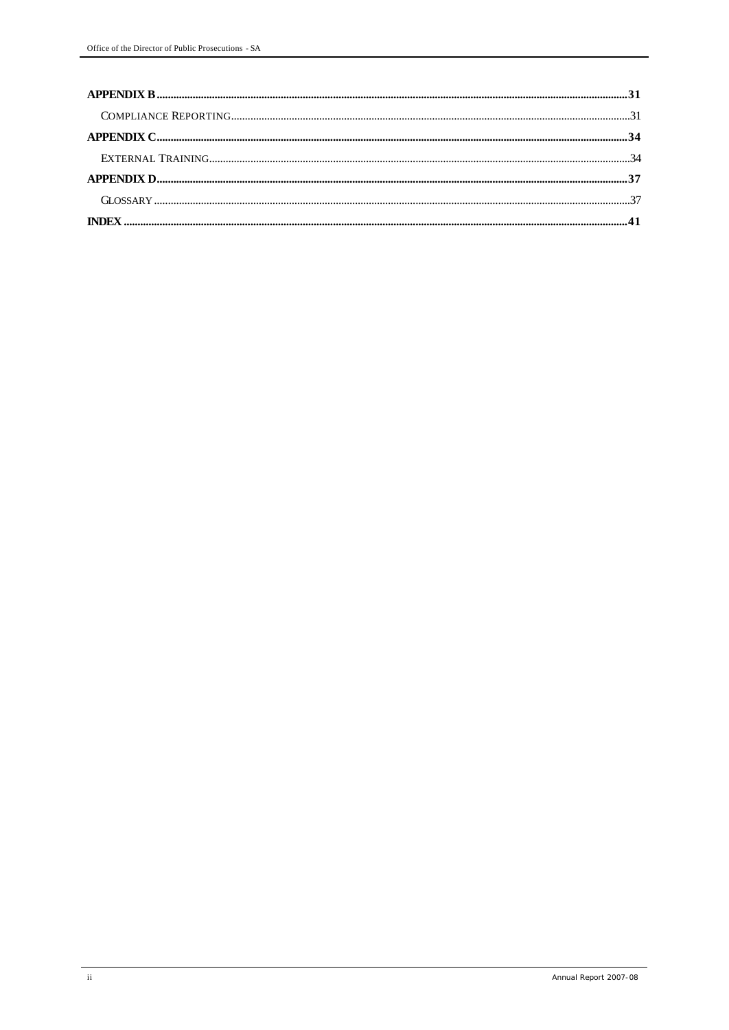**APPENDIX B** .......... **31**

Compliance Reporting .......... 31

**APPENDIX C** .......... **34**

External Training .......... 34

**APPENDIX D** .......... **37**

Glossary .......... 37

**INDEX** .......... **41**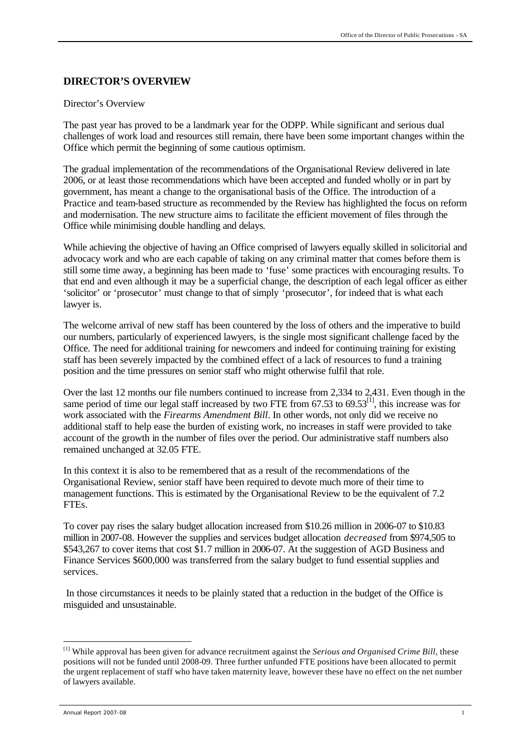## DIRECTOR'S OVERVIEW

Director's Overview

The past year has proved to be a landmark year for the ODPP. While significant and serious dual challenges of work load and resources still remain, there have been some important changes within the Office which permit the beginning of some cautious optimism.

The gradual implementation of the recommendations of the Organisational Review delivered in late 2006, or at least those recommendations which have been accepted and funded wholly or in part by government, has meant a change to the organisational basis of the Office. The introduction of a Practice and team-based structure as recommended by the Review has highlighted the focus on reform and modernisation. The new structure aims to facilitate the efficient movement of files through the Office while minimising double handling and delays.

While achieving the objective of having an Office comprised of lawyers equally skilled in solicitorial and advocacy work and who are each capable of taking on any criminal matter that comes before them is still some time away, a beginning has been made to 'fuse' some practices with encouraging results. To that end and even although it may be a superficial change, the description of each legal officer as either 'solicitor' or 'prosecutor' must change to that of simply 'prosecutor', for indeed that is what each lawyer is.

The welcome arrival of new staff has been countered by the loss of others and the imperative to build our numbers, particularly of experienced lawyers, is the single most significant challenge faced by the Office. The need for additional training for newcomers and indeed for continuing training for existing staff has been severely impacted by the combined effect of a lack of resources to fund a training position and the time pressures on senior staff who might otherwise fulfil that role.

Over the last 12 months our file numbers continued to increase from 2,334 to 2,431. Even though in the same period of time our legal staff increased by two FTE from 67.53 to 69.53[1], this increase was for work associated with the *Firearms Amendment Bill*. In other words, not only did we receive no additional staff to help ease the burden of existing work, no increases in staff were provided to take account of the growth in the number of files over the period. Our administrative staff numbers also remained unchanged at 32.05 FTE.

In this context it is also to be remembered that as a result of the recommendations of the Organisational Review, senior staff have been required to devote much more of their time to management functions. This is estimated by the Organisational Review to be the equivalent of 7.2 FTEs.

To cover pay rises the salary budget allocation increased from $10.26 million in 2006-07 to $10.83 million in 2007-08. However the supplies and services budget allocation *decreased* from $974,505 to $543,267 to cover items that cost $1.7 million in 2006-07. At the suggestion of AGD Business and Finance Services $600,000 was transferred from the salary budget to fund essential supplies and services.

In those circumstances it needs to be plainly stated that a reduction in the budget of the Office is misguided and unsustainable.

[1] While approval has been given for advance recruitment against the *Serious and Organised Crime Bill*, these positions will not be funded until 2008-09. Three further unfunded FTE positions have been allocated to permit the urgent replacement of staff who have taken maternity leave, however these have no effect on the net number of lawyers available.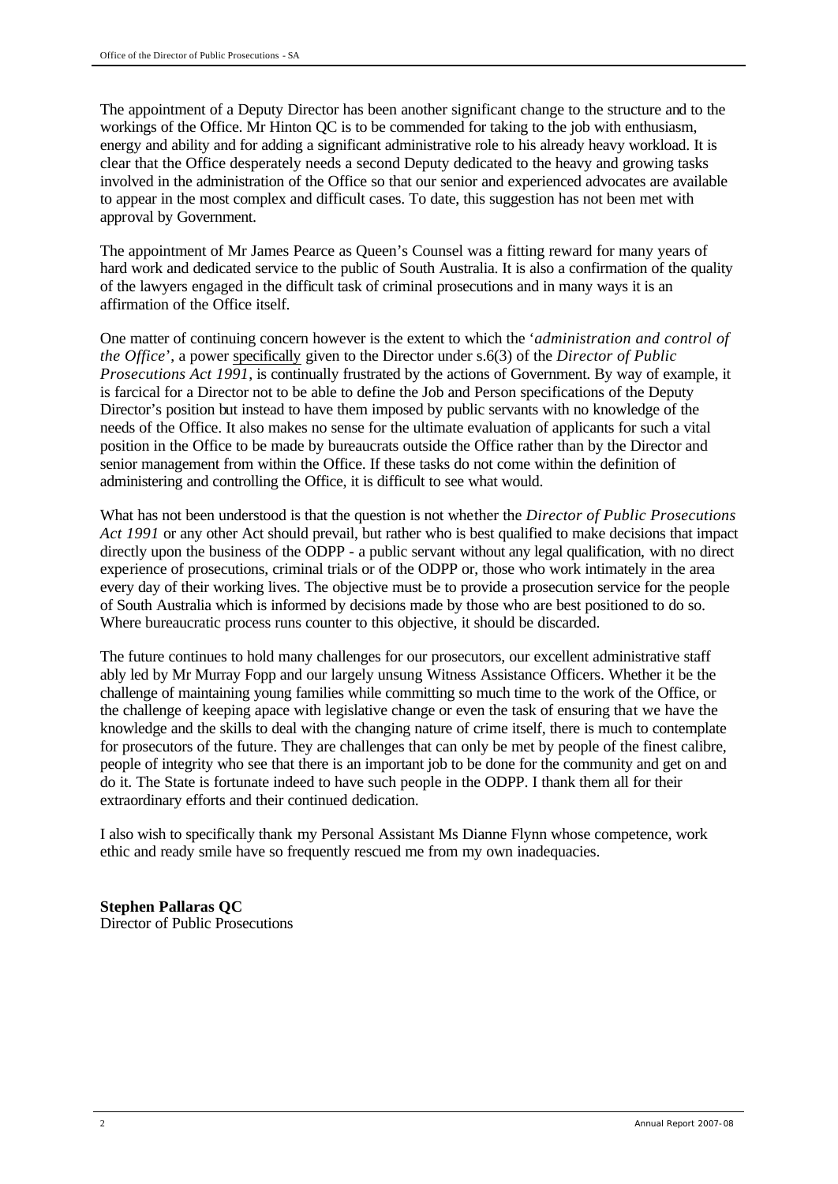The appointment of a Deputy Director has been another significant change to the structure and to the workings of the Office. Mr Hinton QC is to be commended for taking to the job with enthusiasm, energy and ability and for adding a significant administrative role to his already heavy workload. It is clear that the Office desperately needs a second Deputy dedicated to the heavy and growing tasks involved in the administration of the Office so that our senior and experienced advocates are available to appear in the most complex and difficult cases. To date, this suggestion has not been met with approval by Government.

The appointment of Mr James Pearce as Queen's Counsel was a fitting reward for many years of hard work and dedicated service to the public of South Australia. It is also a confirmation of the quality of the lawyers engaged in the difficult task of criminal prosecutions and in many ways it is an affirmation of the Office itself.

One matter of continuing concern however is the extent to which the '*administration and control of the Office*', a power specifically given to the Director under s.6(3) of the *Director of Public Prosecutions Act 1991*, is continually frustrated by the actions of Government. By way of example, it is farcical for a Director not to be able to define the Job and Person specifications of the Deputy Director's position but instead to have them imposed by public servants with no knowledge of the needs of the Office. It also makes no sense for the ultimate evaluation of applicants for such a vital position in the Office to be made by bureaucrats outside the Office rather than by the Director and senior management from within the Office. If these tasks do not come within the definition of administering and controlling the Office, it is difficult to see what would.

What has not been understood is that the question is not whether the *Director of Public Prosecutions Act 1991* or any other Act should prevail, but rather who is best qualified to make decisions that impact directly upon the business of the ODPP - a public servant without any legal qualification, with no direct experience of prosecutions, criminal trials or of the ODPP or, those who work intimately in the area every day of their working lives. The objective must be to provide a prosecution service for the people of South Australia which is informed by decisions made by those who are best positioned to do so. Where bureaucratic process runs counter to this objective, it should be discarded.

The future continues to hold many challenges for our prosecutors, our excellent administrative staff ably led by Mr Murray Fopp and our largely unsung Witness Assistance Officers. Whether it be the challenge of maintaining young families while committing so much time to the work of the Office, or the challenge of keeping apace with legislative change or even the task of ensuring that we have the knowledge and the skills to deal with the changing nature of crime itself, there is much to contemplate for prosecutors of the future. They are challenges that can only be met by people of the finest calibre, people of integrity who see that there is an important job to be done for the community and get on and do it. The State is fortunate indeed to have such people in the ODPP. I thank them all for their extraordinary efforts and their continued dedication.

I also wish to specifically thank my Personal Assistant Ms Dianne Flynn whose competence, work ethic and ready smile have so frequently rescued me from my own inadequacies.

**Stephen Pallaras QC**
Director of Public Prosecutions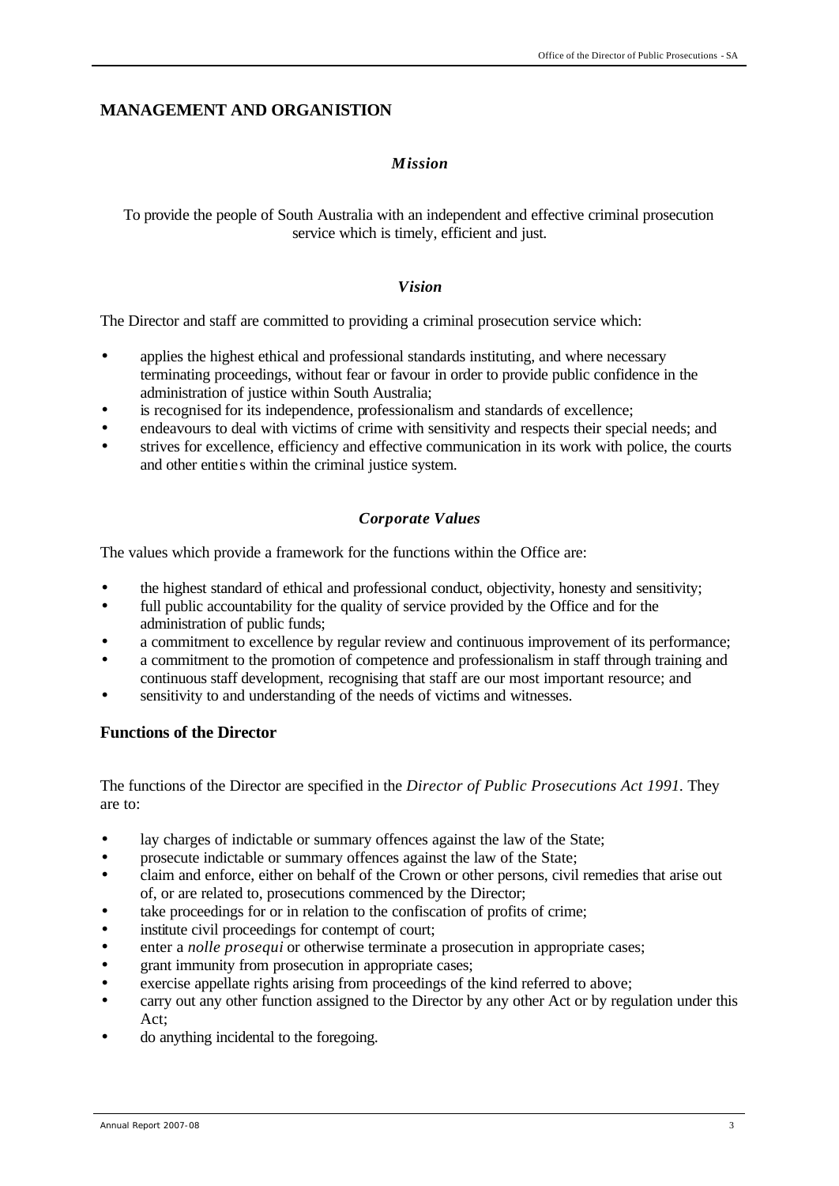## MANAGEMENT AND ORGANISTION

### *Mission*

To provide the people of South Australia with an independent and effective criminal prosecution service which is timely, efficient and just.

### *Vision*

The Director and staff are committed to providing a criminal prosecution service which:

- applies the highest ethical and professional standards instituting, and where necessary terminating proceedings, without fear or favour in order to provide public confidence in the administration of justice within South Australia;
- is recognised for its independence, professionalism and standards of excellence;
- endeavours to deal with victims of crime with sensitivity and respects their special needs; and
- strives for excellence, efficiency and effective communication in its work with police, the courts and other entities within the criminal justice system.

### *Corporate Values*

The values which provide a framework for the functions within the Office are:

- the highest standard of ethical and professional conduct, objectivity, honesty and sensitivity;
- full public accountability for the quality of service provided by the Office and for the administration of public funds;
- a commitment to excellence by regular review and continuous improvement of its performance;
- a commitment to the promotion of competence and professionalism in staff through training and continuous staff development, recognising that staff are our most important resource; and
- sensitivity to and understanding of the needs of victims and witnesses.

### Functions of the Director

The functions of the Director are specified in the *Director of Public Prosecutions Act 1991.* They are to:

- lay charges of indictable or summary offences against the law of the State;
- prosecute indictable or summary offences against the law of the State;
- claim and enforce, either on behalf of the Crown or other persons, civil remedies that arise out of, or are related to, prosecutions commenced by the Director;
- take proceedings for or in relation to the confiscation of profits of crime;
- institute civil proceedings for contempt of court;
- enter a *nolle prosequi* or otherwise terminate a prosecution in appropriate cases;
- grant immunity from prosecution in appropriate cases;
- exercise appellate rights arising from proceedings of the kind referred to above;
- carry out any other function assigned to the Director by any other Act or by regulation under this Act;
- do anything incidental to the foregoing.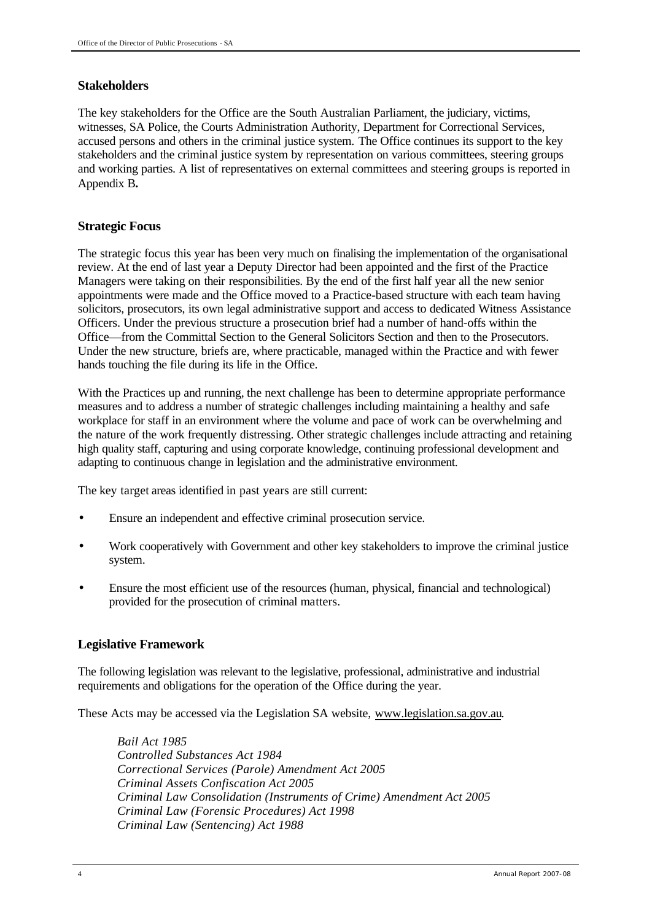## Stakeholders

The key stakeholders for the Office are the South Australian Parliament, the judiciary, victims, witnesses, SA Police, the Courts Administration Authority, Department for Correctional Services, accused persons and others in the criminal justice system. The Office continues its support to the key stakeholders and the criminal justice system by representation on various committees, steering groups and working parties. A list of representatives on external committees and steering groups is reported in Appendix B**.**

## Strategic Focus

The strategic focus this year has been very much on finalising the implementation of the organisational review. At the end of last year a Deputy Director had been appointed and the first of the Practice Managers were taking on their responsibilities. By the end of the first half year all the new senior appointments were made and the Office moved to a Practice-based structure with each team having solicitors, prosecutors, its own legal administrative support and access to dedicated Witness Assistance Officers. Under the previous structure a prosecution brief had a number of hand-offs within the Office—from the Committal Section to the General Solicitors Section and then to the Prosecutors. Under the new structure, briefs are, where practicable, managed within the Practice and with fewer hands touching the file during its life in the Office.

With the Practices up and running, the next challenge has been to determine appropriate performance measures and to address a number of strategic challenges including maintaining a healthy and safe workplace for staff in an environment where the volume and pace of work can be overwhelming and the nature of the work frequently distressing. Other strategic challenges include attracting and retaining high quality staff, capturing and using corporate knowledge, continuing professional development and adapting to continuous change in legislation and the administrative environment.

The key target areas identified in past years are still current:

- Ensure an independent and effective criminal prosecution service.
- Work cooperatively with Government and other key stakeholders to improve the criminal justice system.
- Ensure the most efficient use of the resources (human, physical, financial and technological) provided for the prosecution of criminal matters.

## Legislative Framework

The following legislation was relevant to the legislative, professional, administrative and industrial requirements and obligations for the operation of the Office during the year.

These Acts may be accessed via the Legislation SA website, www.legislation.sa.gov.au.

*Bail Act 1985*
*Controlled Substances Act 1984*
*Correctional Services (Parole) Amendment Act 2005*
*Criminal Assets Confiscation Act 2005*
*Criminal Law Consolidation (Instruments of Crime) Amendment Act 2005*
*Criminal Law (Forensic Procedures) Act 1998*
*Criminal Law (Sentencing) Act 1988*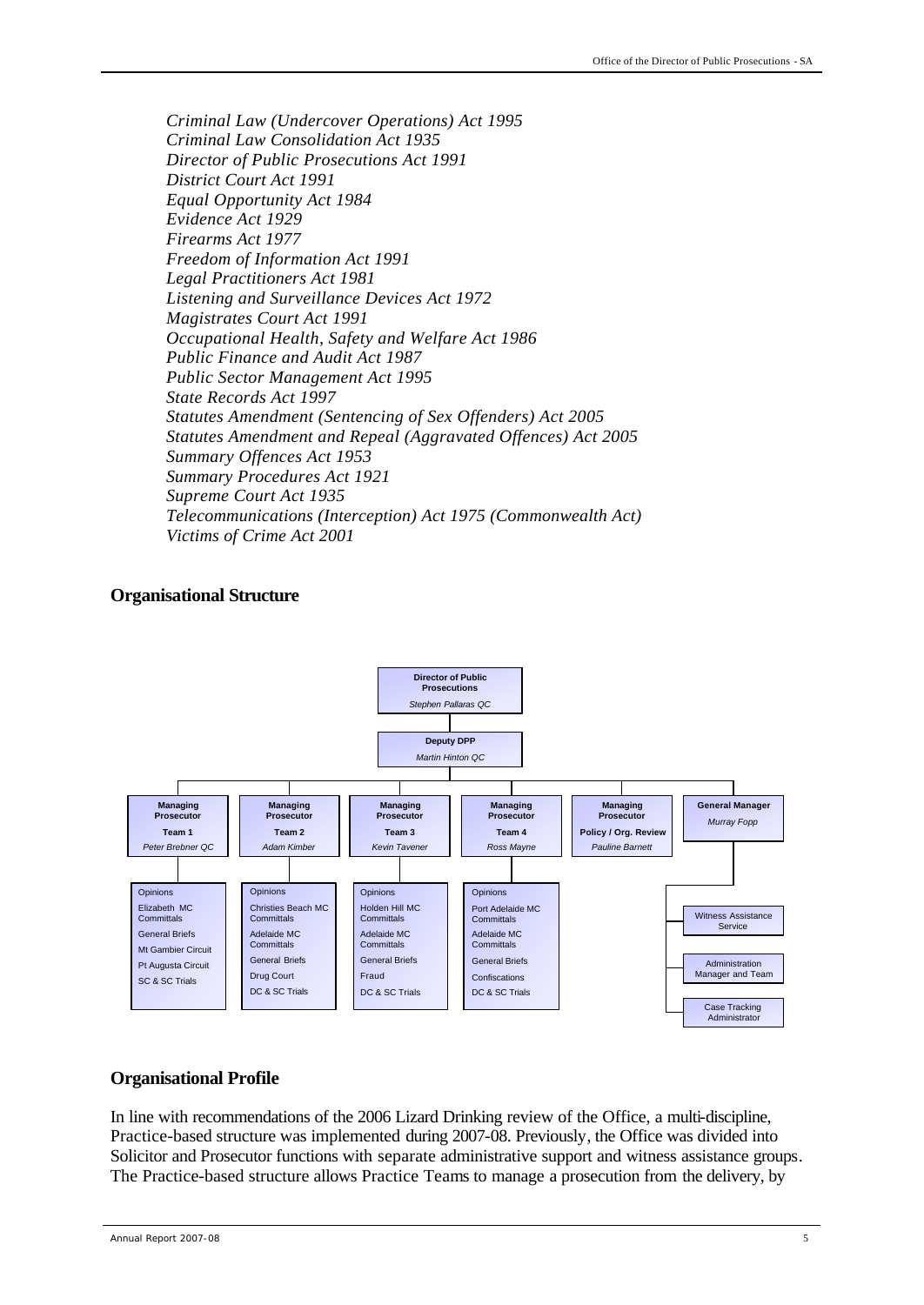*Criminal Law (Undercover Operations) Act 1995*
*Criminal Law Consolidation Act 1935*
*Director of Public Prosecutions Act 1991*
*District Court Act 1991*
*Equal Opportunity Act 1984*
*Evidence Act 1929*
*Firearms Act 1977*
*Freedom of Information Act 1991*
*Legal Practitioners Act 1981*
*Listening and Surveillance Devices Act 1972*
*Magistrates Court Act 1991*
*Occupational Health, Safety and Welfare Act 1986*
*Public Finance and Audit Act 1987*
*Public Sector Management Act 1995*
*State Records Act 1997*
*Statutes Amendment (Sentencing of Sex Offenders) Act 2005*
*Statutes Amendment and Repeal (Aggravated Offences) Act 2005*
*Summary Offences Act 1953*
*Summary Procedures Act 1921*
*Supreme Court Act 1935*
*Telecommunications (Interception) Act 1975 (Commonwealth Act)*
*Victims of Crime Act 2001*

## Organisational Structure

- **Director of Public Prosecutions** – *Stephen Pallaras QC*
  - **Deputy DPP** – *Martin Hinton QC*
    - **Managing Prosecutor, Team 1** – *Peter Brebner QC*
      - Opinions
      - Elizabeth MC Committals
      - General Briefs
      - Mt Gambier Circuit
      - Pt Augusta Circuit
      - SC & SC Trials
    - **Managing Prosecutor, Team 2** – *Adam Kimber*
      - Opinions
      - Christies Beach MC Committals
      - Adelaide MC Committals
      - General Briefs
      - Drug Court
      - DC & SC Trials
    - **Managing Prosecutor, Team 3** – *Kevin Tavener*
      - Opinions
      - Holden Hill MC Committals
      - Adelaide MC Committals
      - General Briefs
      - Fraud
      - DC & SC Trials
    - **Managing Prosecutor, Team 4** – *Ross Mayne*
      - Opinions
      - Port Adelaide MC Committals
      - Adelaide MC Committals
      - General Briefs
      - Confiscations
      - DC & SC Trials
    - **Managing Prosecutor, Policy / Org. Review** – *Pauline Barnett*
    - **General Manager** – *Murray Fopp*
      - Witness Assistance Service
      - Administration Manager and Team
      - Case Tracking Administrator

## Organisational Profile

In line with recommendations of the 2006 Lizard Drinking review of the Office, a multi-discipline, Practice-based structure was implemented during 2007-08. Previously, the Office was divided into Solicitor and Prosecutor functions with separate administrative support and witness assistance groups. The Practice-based structure allows Practice Teams to manage a prosecution from the delivery, by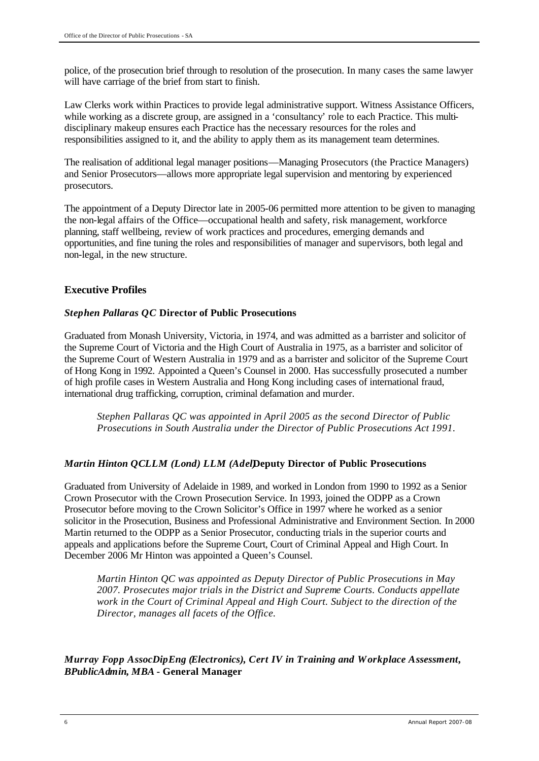police, of the prosecution brief through to resolution of the prosecution. In many cases the same lawyer will have carriage of the brief from start to finish.

Law Clerks work within Practices to provide legal administrative support. Witness Assistance Officers, while working as a discrete group, are assigned in a 'consultancy' role to each Practice. This multi-disciplinary makeup ensures each Practice has the necessary resources for the roles and responsibilities assigned to it, and the ability to apply them as its management team determines.

The realisation of additional legal manager positions—Managing Prosecutors (the Practice Managers) and Senior Prosecutors—allows more appropriate legal supervision and mentoring by experienced prosecutors.

The appointment of a Deputy Director late in 2005-06 permitted more attention to be given to managing the non-legal affairs of the Office—occupational health and safety, risk management, workforce planning, staff wellbeing, review of work practices and procedures, emerging demands and opportunities, and fine tuning the roles and responsibilities of manager and supervisors, both legal and non-legal, in the new structure.

## Executive Profiles

### *Stephen Pallaras QC* Director of Public Prosecutions

Graduated from Monash University, Victoria, in 1974, and was admitted as a barrister and solicitor of the Supreme Court of Victoria and the High Court of Australia in 1975, as a barrister and solicitor of the Supreme Court of Western Australia in 1979 and as a barrister and solicitor of the Supreme Court of Hong Kong in 1992. Appointed a Queen's Counsel in 2000. Has successfully prosecuted a number of high profile cases in Western Australia and Hong Kong including cases of international fraud, international drug trafficking, corruption, criminal defamation and murder.

> *Stephen Pallaras QC was appointed in April 2005 as the second Director of Public Prosecutions in South Australia under the Director of Public Prosecutions Act 1991.*

### *Martin Hinton QC LLM (Lond) LLM (Adel)* Deputy Director of Public Prosecutions

Graduated from University of Adelaide in 1989, and worked in London from 1990 to 1992 as a Senior Crown Prosecutor with the Crown Prosecution Service. In 1993, joined the ODPP as a Crown Prosecutor before moving to the Crown Solicitor's Office in 1997 where he worked as a senior solicitor in the Prosecution, Business and Professional Administrative and Environment Section. In 2000 Martin returned to the ODPP as a Senior Prosecutor, conducting trials in the superior courts and appeals and applications before the Supreme Court, Court of Criminal Appeal and High Court. In December 2006 Mr Hinton was appointed a Queen's Counsel.

> *Martin Hinton QC was appointed as Deputy Director of Public Prosecutions in May 2007. Prosecutes major trials in the District and Supreme Courts. Conducts appellate work in the Court of Criminal Appeal and High Court. Subject to the direction of the Director, manages all facets of the Office.*

### *Murray Fopp AssocDipEng (Electronics), Cert IV in Training and Workplace Assessment, BPublicAdmin, MBA* - General Manager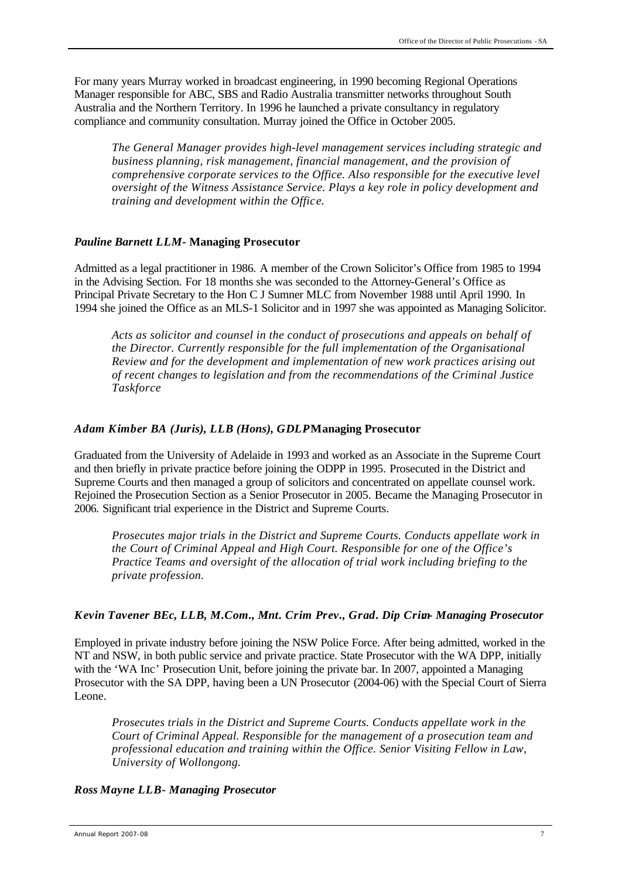For many years Murray worked in broadcast engineering, in 1990 becoming Regional Operations Manager responsible for ABC, SBS and Radio Australia transmitter networks throughout South Australia and the Northern Territory. In 1996 he launched a private consultancy in regulatory compliance and community consultation. Murray joined the Office in October 2005.

> *The General Manager provides high-level management services including strategic and business planning, risk management, financial management, and the provision of comprehensive corporate services to the Office. Also responsible for the executive level oversight of the Witness Assistance Service. Plays a key role in policy development and training and development within the Office.*

### *Pauline Barnett LLM* - **Managing Prosecutor**

Admitted as a legal practitioner in 1986. A member of the Crown Solicitor's Office from 1985 to 1994 in the Advising Section. For 18 months she was seconded to the Attorney-General's Office as Principal Private Secretary to the Hon C J Sumner MLC from November 1988 until April 1990. In 1994 she joined the Office as an MLS-1 Solicitor and in 1997 she was appointed as Managing Solicitor.

> *Acts as solicitor and counsel in the conduct of prosecutions and appeals on behalf of the Director. Currently responsible for the full implementation of the Organisational Review and for the development and implementation of new work practices arising out of recent changes to legislation and from the recommendations of the Criminal Justice Taskforce*

### *Adam Kimber BA (Juris), LLB (Hons), GDLP* **Managing Prosecutor**

Graduated from the University of Adelaide in 1993 and worked as an Associate in the Supreme Court and then briefly in private practice before joining the ODPP in 1995. Prosecuted in the District and Supreme Courts and then managed a group of solicitors and concentrated on appellate counsel work. Rejoined the Prosecution Section as a Senior Prosecutor in 2005. Became the Managing Prosecutor in 2006. Significant trial experience in the District and Supreme Courts.

> *Prosecutes major trials in the District and Supreme Courts. Conducts appellate work in the Court of Criminal Appeal and High Court. Responsible for one of the Office's Practice Teams and oversight of the allocation of trial work including briefing to the private profession.*

### *Kevin Tavener BEc, LLB, M.Com., Mnt. Crim Prev., Grad. Dip Crim - Managing Prosecutor*

Employed in private industry before joining the NSW Police Force. After being admitted, worked in the NT and NSW, in both public service and private practice. State Prosecutor with the WA DPP, initially with the 'WA Inc' Prosecution Unit, before joining the private bar. In 2007, appointed a Managing Prosecutor with the SA DPP, having been a UN Prosecutor (2004-06) with the Special Court of Sierra Leone.

> *Prosecutes trials in the District and Supreme Courts. Conducts appellate work in the Court of Criminal Appeal. Responsible for the management of a prosecution team and professional education and training within the Office. Senior Visiting Fellow in Law, University of Wollongong.*

### *Ross Mayne LLB - Managing Prosecutor*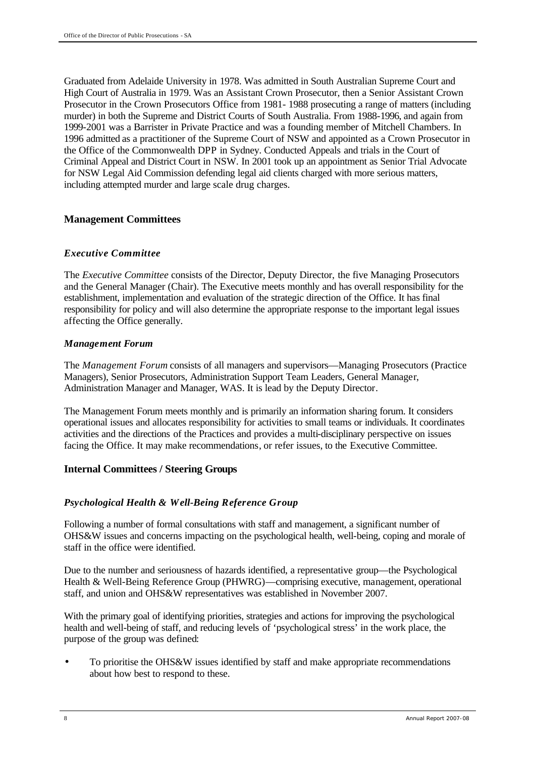Graduated from Adelaide University in 1978. Was admitted in South Australian Supreme Court and High Court of Australia in 1979. Was an Assistant Crown Prosecutor, then a Senior Assistant Crown Prosecutor in the Crown Prosecutors Office from 1981- 1988 prosecuting a range of matters (including murder) in both the Supreme and District Courts of South Australia. From 1988-1996, and again from 1999-2001 was a Barrister in Private Practice and was a founding member of Mitchell Chambers. In 1996 admitted as a practitioner of the Supreme Court of NSW and appointed as a Crown Prosecutor in the Office of the Commonwealth DPP in Sydney. Conducted Appeals and trials in the Court of Criminal Appeal and District Court in NSW. In 2001 took up an appointment as Senior Trial Advocate for NSW Legal Aid Commission defending legal aid clients charged with more serious matters, including attempted murder and large scale drug charges.

## Management Committees

### *Executive Committee*

The *Executive Committee* consists of the Director, Deputy Director, the five Managing Prosecutors and the General Manager (Chair). The Executive meets monthly and has overall responsibility for the establishment, implementation and evaluation of the strategic direction of the Office. It has final responsibility for policy and will also determine the appropriate response to the important legal issues affecting the Office generally.

### *Management Forum*

The *Management Forum* consists of all managers and supervisors—Managing Prosecutors (Practice Managers), Senior Prosecutors, Administration Support Team Leaders, General Manager, Administration Manager and Manager, WAS. It is lead by the Deputy Director.

The Management Forum meets monthly and is primarily an information sharing forum. It considers operational issues and allocates responsibility for activities to small teams or individuals. It coordinates activities and the directions of the Practices and provides a multi-disciplinary perspective on issues facing the Office. It may make recommendations, or refer issues, to the Executive Committee.

## Internal Committees / Steering Groups

### *Psychological Health & Well-Being Reference Group*

Following a number of formal consultations with staff and management, a significant number of OHS&W issues and concerns impacting on the psychological health, well-being, coping and morale of staff in the office were identified.

Due to the number and seriousness of hazards identified, a representative group—the Psychological Health & Well-Being Reference Group (PHWRG)—comprising executive, management, operational staff, and union and OHS&W representatives was established in November 2007.

With the primary goal of identifying priorities, strategies and actions for improving the psychological health and well-being of staff, and reducing levels of 'psychological stress' in the work place, the purpose of the group was defined:

- To prioritise the OHS&W issues identified by staff and make appropriate recommendations about how best to respond to these.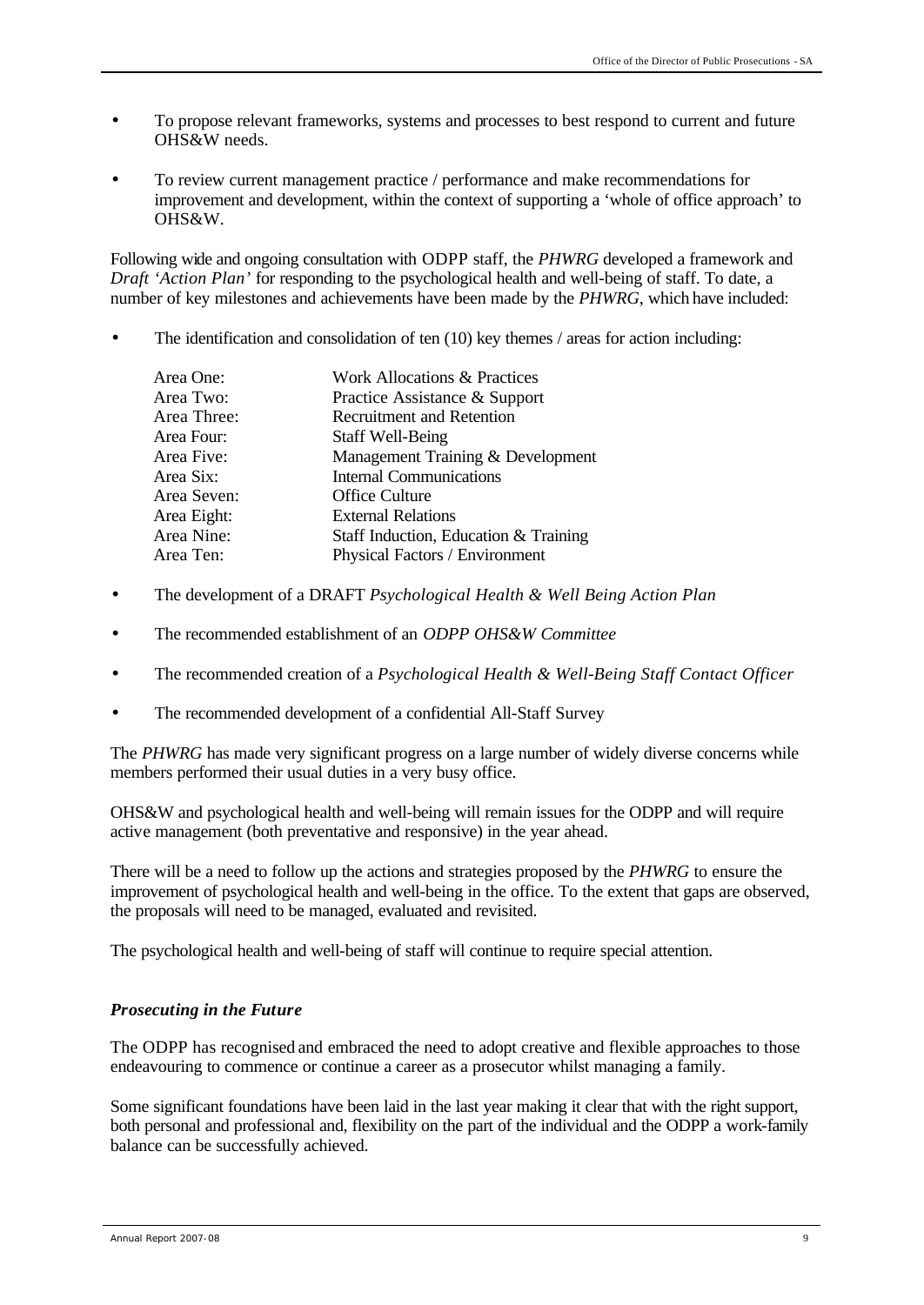- To propose relevant frameworks, systems and processes to best respond to current and future OHS&W needs.
- To review current management practice / performance and make recommendations for improvement and development, within the context of supporting a 'whole of office approach' to OHS&W.

Following wide and ongoing consultation with ODPP staff, the *PHWRG* developed a framework and *Draft 'Action Plan'* for responding to the psychological health and well-being of staff. To date, a number of key milestones and achievements have been made by the *PHWRG*, which have included:

- The identification and consolidation of ten (10) key themes / areas for action including:

| | |
|---|---|
| Area One: | Work Allocations & Practices |
| Area Two: | Practice Assistance & Support |
| Area Three: | Recruitment and Retention |
| Area Four: | Staff Well-Being |
| Area Five: | Management Training & Development |
| Area Six: | Internal Communications |
| Area Seven: | Office Culture |
| Area Eight: | External Relations |
| Area Nine: | Staff Induction, Education & Training |
| Area Ten: | Physical Factors / Environment |

- The development of a DRAFT *Psychological Health & Well Being Action Plan*
- The recommended establishment of an *ODPP OHS&W Committee*
- The recommended creation of a *Psychological Health & Well-Being Staff Contact Officer*
- The recommended development of a confidential All-Staff Survey

The *PHWRG* has made very significant progress on a large number of widely diverse concerns while members performed their usual duties in a very busy office.

OHS&W and psychological health and well-being will remain issues for the ODPP and will require active management (both preventative and responsive) in the year ahead.

There will be a need to follow up the actions and strategies proposed by the *PHWRG* to ensure the improvement of psychological health and well-being in the office. To the extent that gaps are observed, the proposals will need to be managed, evaluated and revisited.

The psychological health and well-being of staff will continue to require special attention.

### *Prosecuting in the Future*

The ODPP has recognised and embraced the need to adopt creative and flexible approaches to those endeavouring to commence or continue a career as a prosecutor whilst managing a family.

Some significant foundations have been laid in the last year making it clear that with the right support, both personal and professional and, flexibility on the part of the individual and the ODPP a work-family balance can be successfully achieved.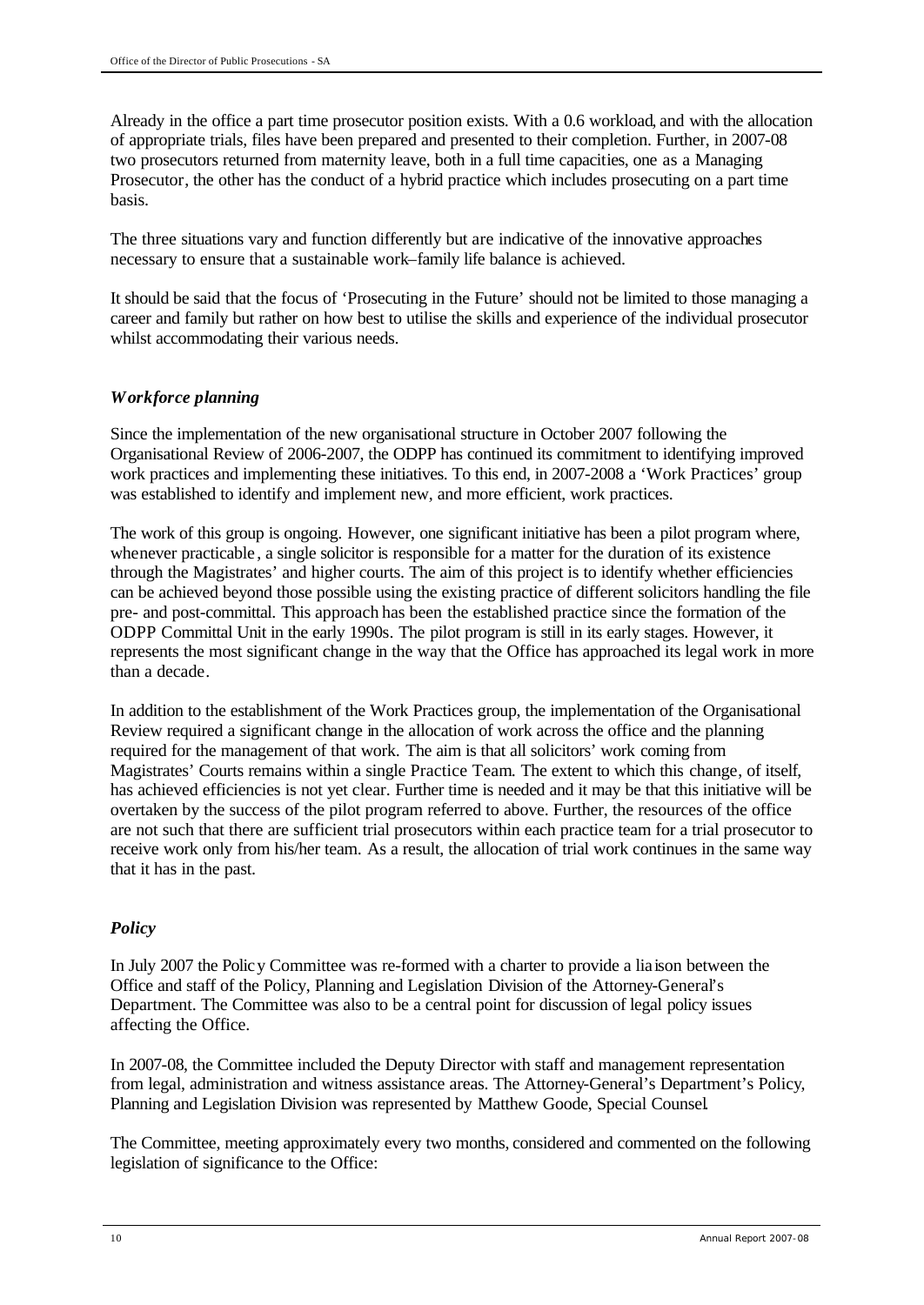Already in the office a part time prosecutor position exists. With a 0.6 workload, and with the allocation of appropriate trials, files have been prepared and presented to their completion. Further, in 2007-08 two prosecutors returned from maternity leave, both in a full time capacities, one as a Managing Prosecutor, the other has the conduct of a hybrid practice which includes prosecuting on a part time basis.

The three situations vary and function differently but are indicative of the innovative approaches necessary to ensure that a sustainable work–family life balance is achieved.

It should be said that the focus of 'Prosecuting in the Future' should not be limited to those managing a career and family but rather on how best to utilise the skills and experience of the individual prosecutor whilst accommodating their various needs.

### *Workforce planning*

Since the implementation of the new organisational structure in October 2007 following the Organisational Review of 2006-2007, the ODPP has continued its commitment to identifying improved work practices and implementing these initiatives. To this end, in 2007-2008 a 'Work Practices' group was established to identify and implement new, and more efficient, work practices.

The work of this group is ongoing. However, one significant initiative has been a pilot program where, whenever practicable, a single solicitor is responsible for a matter for the duration of its existence through the Magistrates' and higher courts. The aim of this project is to identify whether efficiencies can be achieved beyond those possible using the existing practice of different solicitors handling the file pre- and post-committal. This approach has been the established practice since the formation of the ODPP Committal Unit in the early 1990s. The pilot program is still in its early stages. However, it represents the most significant change in the way that the Office has approached its legal work in more than a decade.

In addition to the establishment of the Work Practices group, the implementation of the Organisational Review required a significant change in the allocation of work across the office and the planning required for the management of that work. The aim is that all solicitors' work coming from Magistrates' Courts remains within a single Practice Team. The extent to which this change, of itself, has achieved efficiencies is not yet clear. Further time is needed and it may be that this initiative will be overtaken by the success of the pilot program referred to above. Further, the resources of the office are not such that there are sufficient trial prosecutors within each practice team for a trial prosecutor to receive work only from his/her team. As a result, the allocation of trial work continues in the same way that it has in the past.

### *Policy*

In July 2007 the Policy Committee was re-formed with a charter to provide a liaison between the Office and staff of the Policy, Planning and Legislation Division of the Attorney-General's Department. The Committee was also to be a central point for discussion of legal policy issues affecting the Office.

In 2007-08, the Committee included the Deputy Director with staff and management representation from legal, administration and witness assistance areas. The Attorney-General's Department's Policy, Planning and Legislation Division was represented by Matthew Goode, Special Counsel.

The Committee, meeting approximately every two months, considered and commented on the following legislation of significance to the Office: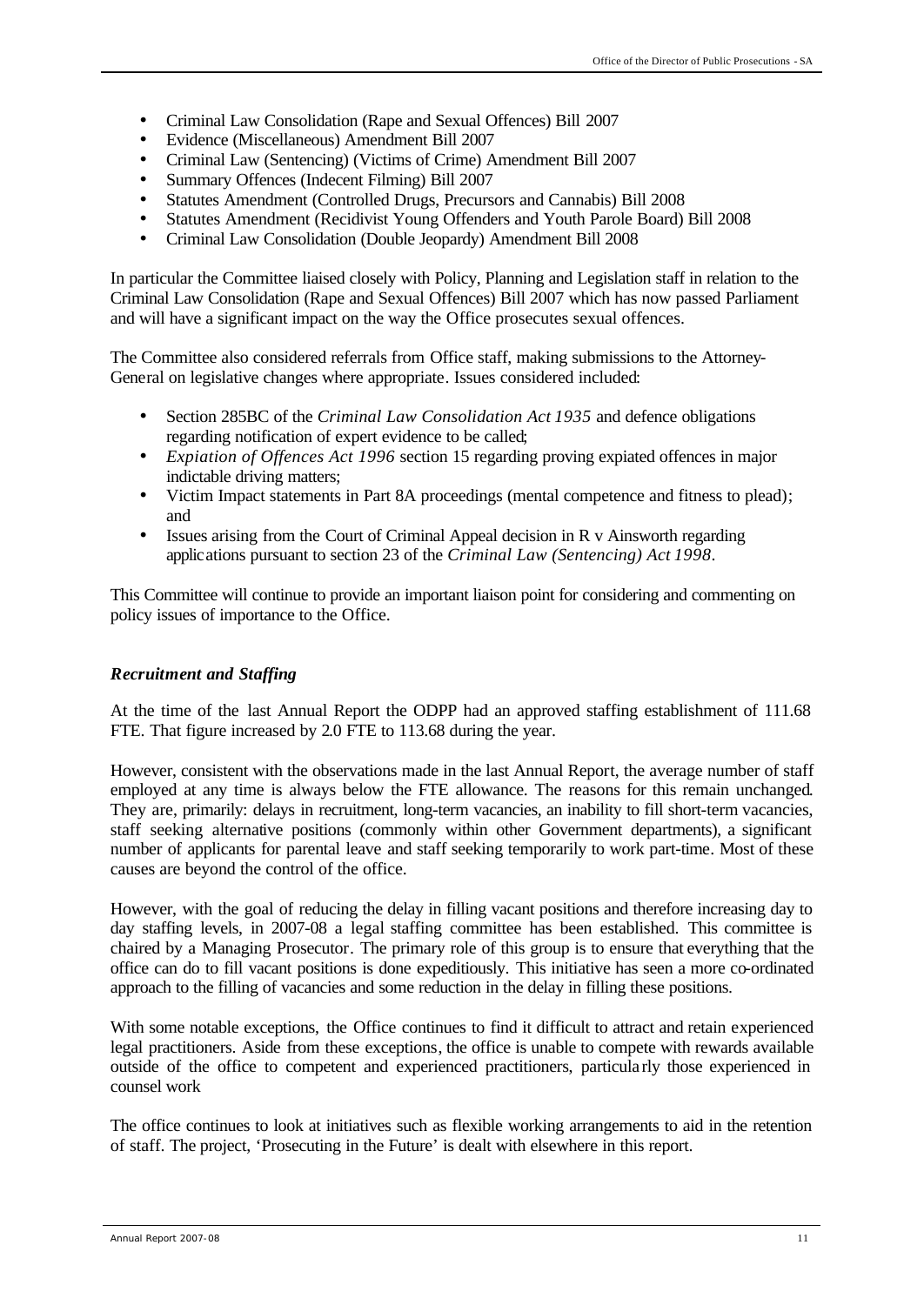- Criminal Law Consolidation (Rape and Sexual Offences) Bill 2007
- Evidence (Miscellaneous) Amendment Bill 2007
- Criminal Law (Sentencing) (Victims of Crime) Amendment Bill 2007
- Summary Offences (Indecent Filming) Bill 2007
- Statutes Amendment (Controlled Drugs, Precursors and Cannabis) Bill 2008
- Statutes Amendment (Recidivist Young Offenders and Youth Parole Board) Bill 2008
- Criminal Law Consolidation (Double Jeopardy) Amendment Bill 2008

In particular the Committee liaised closely with Policy, Planning and Legislation staff in relation to the Criminal Law Consolidation (Rape and Sexual Offences) Bill 2007 which has now passed Parliament and will have a significant impact on the way the Office prosecutes sexual offences.

The Committee also considered referrals from Office staff, making submissions to the Attorney-General on legislative changes where appropriate. Issues considered included:

- Section 285BC of the *Criminal Law Consolidation Act 1935* and defence obligations regarding notification of expert evidence to be called;
- *Expiation of Offences Act 1996* section 15 regarding proving expiated offences in major indictable driving matters;
- Victim Impact statements in Part 8A proceedings (mental competence and fitness to plead); and
- Issues arising from the Court of Criminal Appeal decision in R v Ainsworth regarding applications pursuant to section 23 of the *Criminal Law (Sentencing) Act 1998*.

This Committee will continue to provide an important liaison point for considering and commenting on policy issues of importance to the Office.

### *Recruitment and Staffing*

At the time of the last Annual Report the ODPP had an approved staffing establishment of 111.68 FTE. That figure increased by 2.0 FTE to 113.68 during the year.

However, consistent with the observations made in the last Annual Report, the average number of staff employed at any time is always below the FTE allowance. The reasons for this remain unchanged. They are, primarily: delays in recruitment, long-term vacancies, an inability to fill short-term vacancies, staff seeking alternative positions (commonly within other Government departments), a significant number of applicants for parental leave and staff seeking temporarily to work part-time. Most of these causes are beyond the control of the office.

However, with the goal of reducing the delay in filling vacant positions and therefore increasing day to day staffing levels, in 2007-08 a legal staffing committee has been established. This committee is chaired by a Managing Prosecutor. The primary role of this group is to ensure that everything that the office can do to fill vacant positions is done expeditiously. This initiative has seen a more co-ordinated approach to the filling of vacancies and some reduction in the delay in filling these positions.

With some notable exceptions, the Office continues to find it difficult to attract and retain experienced legal practitioners. Aside from these exceptions, the office is unable to compete with rewards available outside of the office to competent and experienced practitioners, particularly those experienced in counsel work

The office continues to look at initiatives such as flexible working arrangements to aid in the retention of staff. The project, 'Prosecuting in the Future' is dealt with elsewhere in this report.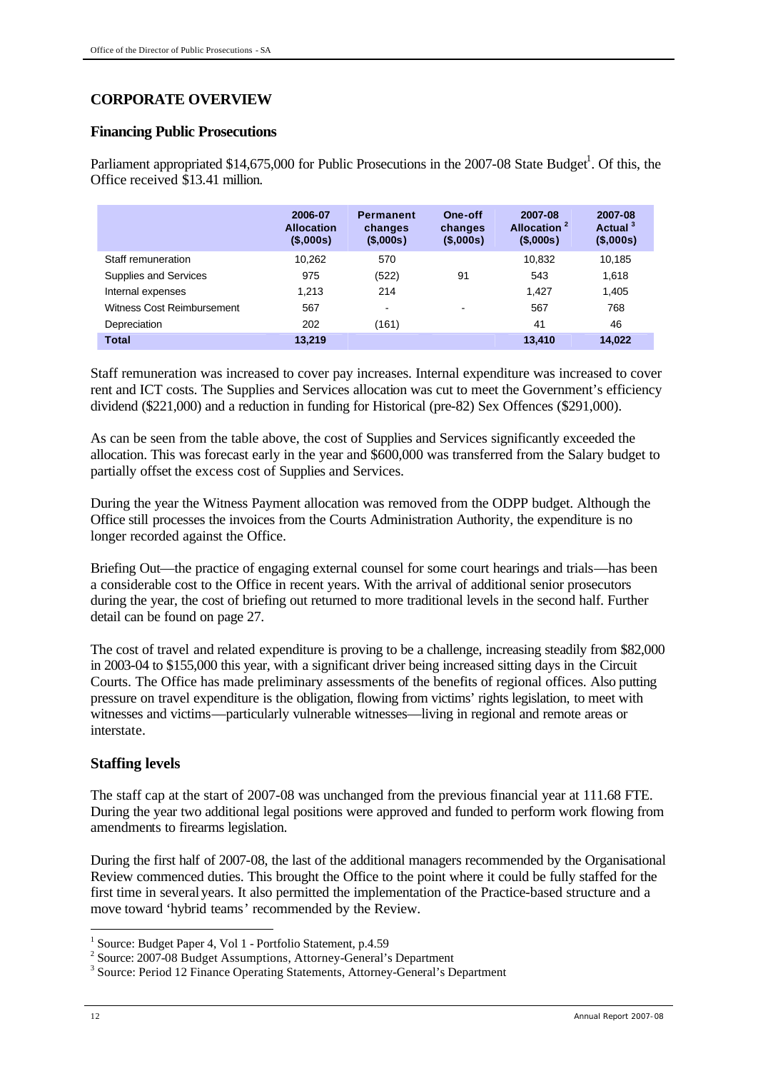# CORPORATE OVERVIEW

## Financing Public Prosecutions

Parliament appropriated $14,675,000 for Public Prosecutions in the 2007-08 State Budget[1]. Of this, the Office received $13.41 million.

| | 2006-07 Allocation ($,000s) | Permanent changes ($,000s) | One-off changes ($,000s) | 2007-08 Allocation [2] ($,000s) | 2007-08 Actual [3] ($,000s) |
|---|---|---|---|---|---|
| Staff remuneration | 10,262 | 570 | | 10,832 | 10,185 |
| Supplies and Services | 975 | (522) | 91 | 543 | 1,618 |
| Internal expenses | 1,213 | 214 | | 1,427 | 1,405 |
| Witness Cost Reimbursement | 567 | - | - | 567 | 768 |
| Depreciation | 202 | (161) | | 41 | 46 |
| **Total** | **13,219** | | | **13,410** | **14,022** |

Staff remuneration was increased to cover pay increases. Internal expenditure was increased to cover rent and ICT costs. The Supplies and Services allocation was cut to meet the Government's efficiency dividend ($221,000) and a reduction in funding for Historical (pre-82) Sex Offences ($291,000).

As can be seen from the table above, the cost of Supplies and Services significantly exceeded the allocation. This was forecast early in the year and $600,000 was transferred from the Salary budget to partially offset the excess cost of Supplies and Services.

During the year the Witness Payment allocation was removed from the ODPP budget. Although the Office still processes the invoices from the Courts Administration Authority, the expenditure is no longer recorded against the Office.

Briefing Out—the practice of engaging external counsel for some court hearings and trials—has been a considerable cost to the Office in recent years. With the arrival of additional senior prosecutors during the year, the cost of briefing out returned to more traditional levels in the second half. Further detail can be found on page 27.

The cost of travel and related expenditure is proving to be a challenge, increasing steadily from $82,000 in 2003-04 to $155,000 this year, with a significant driver being increased sitting days in the Circuit Courts. The Office has made preliminary assessments of the benefits of regional offices. Also putting pressure on travel expenditure is the obligation, flowing from victims' rights legislation, to meet with witnesses and victims—particularly vulnerable witnesses—living in regional and remote areas or interstate.

## Staffing levels

The staff cap at the start of 2007-08 was unchanged from the previous financial year at 111.68 FTE. During the year two additional legal positions were approved and funded to perform work flowing from amendments to firearms legislation.

During the first half of 2007-08, the last of the additional managers recommended by the Organisational Review commenced duties. This brought the Office to the point where it could be fully staffed for the first time in several years. It also permitted the implementation of the Practice-based structure and a move toward 'hybrid teams' recommended by the Review.

---

[1] Source: Budget Paper 4, Vol 1 - Portfolio Statement, p.4.59

[2] Source: 2007-08 Budget Assumptions, Attorney-General's Department

[3] Source: Period 12 Finance Operating Statements, Attorney-General's Department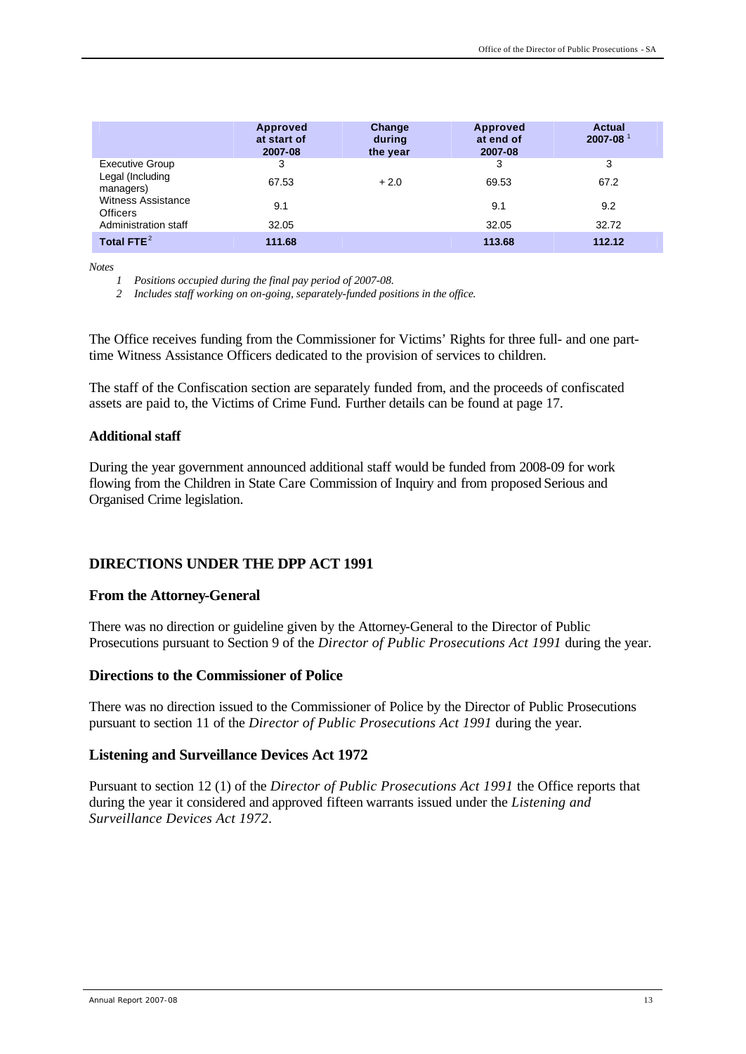|  | Approved at start of 2007-08 | Change during the year | Approved at end of 2007-08 | Actual 2007-08 [1] |
|---|---|---|---|---|
| Executive Group | 3 |  | 3 | 3 |
| Legal (Including managers) | 67.53 | + 2.0 | 69.53 | 67.2 |
| Witness Assistance Officers | 9.1 |  | 9.1 | 9.2 |
| Administration staff | 32.05 |  | 32.05 | 32.72 |
| **Total FTE** [2] | **111.68** |  | **113.68** | **112.12** |

*Notes*

1. *Positions occupied during the final pay period of 2007-08.*
2. *Includes staff working on on-going, separately-funded positions in the office.*

The Office receives funding from the Commissioner for Victims' Rights for three full- and one part-time Witness Assistance Officers dedicated to the provision of services to children.

The staff of the Confiscation section are separately funded from, and the proceeds of confiscated assets are paid to, the Victims of Crime Fund. Further details can be found at page 17.

### Additional staff

During the year government announced additional staff would be funded from 2008-09 for work flowing from the Children in State Care Commission of Inquiry and from proposed Serious and Organised Crime legislation.

## DIRECTIONS UNDER THE DPP ACT 1991

### From the Attorney-General

There was no direction or guideline given by the Attorney-General to the Director of Public Prosecutions pursuant to Section 9 of the *Director of Public Prosecutions Act 1991* during the year.

### Directions to the Commissioner of Police

There was no direction issued to the Commissioner of Police by the Director of Public Prosecutions pursuant to section 11 of the *Director of Public Prosecutions Act 1991* during the year.

### Listening and Surveillance Devices Act 1972

Pursuant to section 12 (1) of the *Director of Public Prosecutions Act 1991* the Office reports that during the year it considered and approved fifteen warrants issued under the *Listening and Surveillance Devices Act 1972*.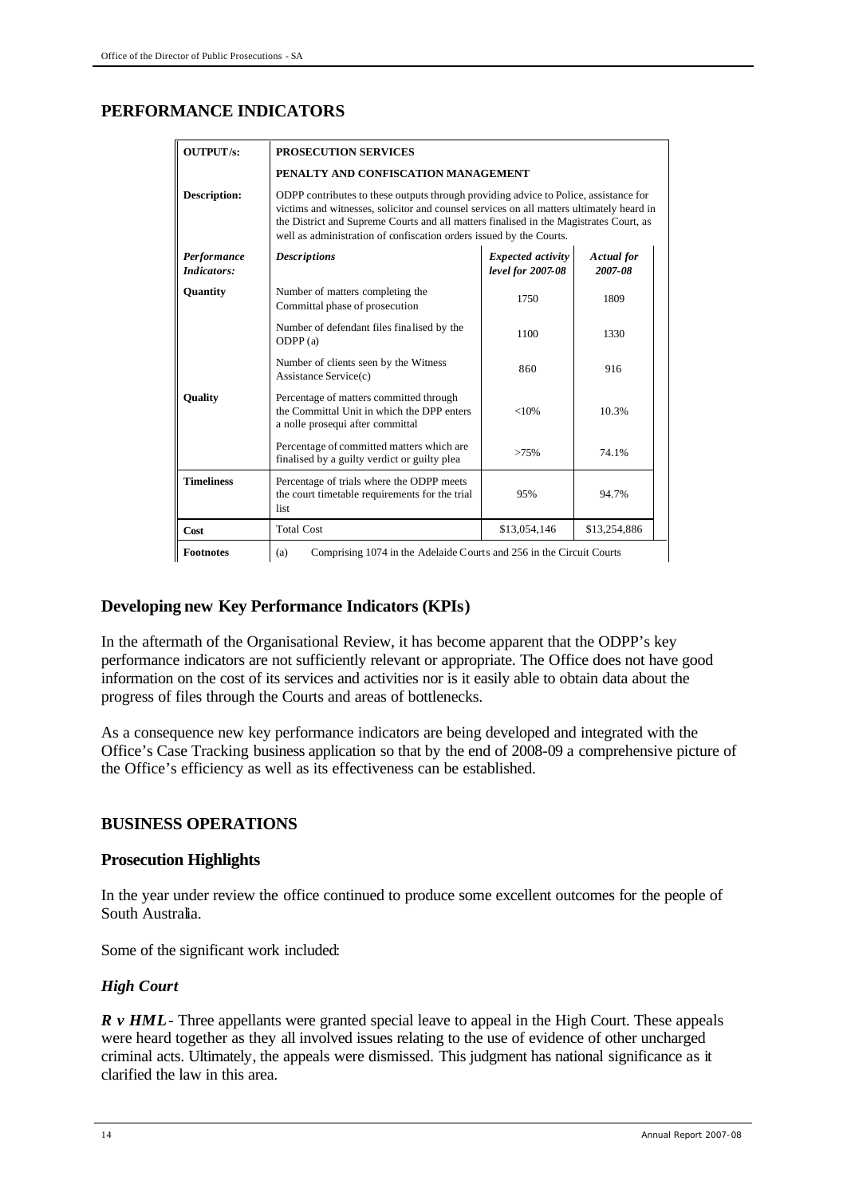## PERFORMANCE INDICATORS

| **OUTPUT/s:** | **PROSECUTION SERVICES**<br>**PENALTY AND CONFISCATION MANAGEMENT** | | |
|---|---|---|---|
| **Description:** | ODPP contributes to these outputs through providing advice to Police, assistance for victims and witnesses, solicitor and counsel services on all matters ultimately heard in the District and Supreme Courts and all matters finalised in the Magistrates Court, as well as administration of confiscation orders issued by the Courts. | | |
| ***Performance Indicators:*** | ***Descriptions*** | ***Expected activity level for 2007-08*** | ***Actual for 2007-08*** |
| **Quantity** | Number of matters completing the Committal phase of prosecution | 1750 | 1809 |
| | Number of defendant files finalised by the ODPP (a) | 1100 | 1330 |
| | Number of clients seen by the Witness Assistance Service(c) | 860 | 916 |
| **Quality** | Percentage of matters committed through the Committal Unit in which the DPP enters a nolle prosequi after committal | <10% | 10.3% |
| | Percentage of committed matters which are finalised by a guilty verdict or guilty plea | >75% | 74.1% |
| **Timeliness** | Percentage of trials where the ODPP meets the court timetable requirements for the trial list | 95% | 94.7% |
| **Cost** | Total Cost | $13,054,146 | $13,254,886 |
| **Footnotes** | (a) Comprising 1074 in the Adelaide Courts and 256 in the Circuit Courts | | |

### Developing new Key Performance Indicators (KPIs)

In the aftermath of the Organisational Review, it has become apparent that the ODPP's key performance indicators are not sufficiently relevant or appropriate. The Office does not have good information on the cost of its services and activities nor is it easily able to obtain data about the progress of files through the Courts and areas of bottlenecks.

As a consequence new key performance indicators are being developed and integrated with the Office's Case Tracking business application so that by the end of 2008-09 a comprehensive picture of the Office's efficiency as well as its effectiveness can be established.

## BUSINESS OPERATIONS

### Prosecution Highlights

In the year under review the office continued to produce some excellent outcomes for the people of South Australia.

Some of the significant work included:

#### *High Court*

***R v HML*** - Three appellants were granted special leave to appeal in the High Court. These appeals were heard together as they all involved issues relating to the use of evidence of other uncharged criminal acts. Ultimately, the appeals were dismissed. This judgment has national significance as it clarified the law in this area.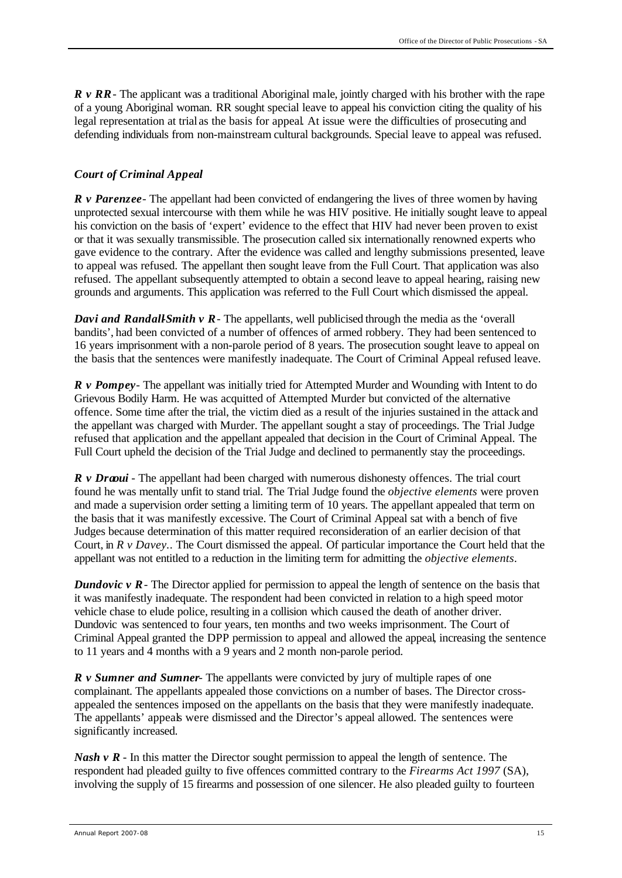***R v RR*** - The applicant was a traditional Aboriginal male, jointly charged with his brother with the rape of a young Aboriginal woman. RR sought special leave to appeal his conviction citing the quality of his legal representation at trial as the basis for appeal. At issue were the difficulties of prosecuting and defending individuals from non-mainstream cultural backgrounds. Special leave to appeal was refused.

### *Court of Criminal Appeal*

***R v Parenzee*** - The appellant had been convicted of endangering the lives of three women by having unprotected sexual intercourse with them while he was HIV positive. He initially sought leave to appeal his conviction on the basis of 'expert' evidence to the effect that HIV had never been proven to exist or that it was sexually transmissible. The prosecution called six internationally renowned experts who gave evidence to the contrary. After the evidence was called and lengthy submissions presented, leave to appeal was refused. The appellant then sought leave from the Full Court. That application was also refused. The appellant subsequently attempted to obtain a second leave to appeal hearing, raising new grounds and arguments. This application was referred to the Full Court which dismissed the appeal.

***Davi and Randall-Smith v R*** - The appellants, well publicised through the media as the 'overall bandits', had been convicted of a number of offences of armed robbery. They had been sentenced to 16 years imprisonment with a non-parole period of 8 years. The prosecution sought leave to appeal on the basis that the sentences were manifestly inadequate. The Court of Criminal Appeal refused leave.

***R v Pompey*** - The appellant was initially tried for Attempted Murder and Wounding with Intent to do Grievous Bodily Harm. He was acquitted of Attempted Murder but convicted of the alternative offence. Some time after the trial, the victim died as a result of the injuries sustained in the attack and the appellant was charged with Murder. The appellant sought a stay of proceedings. The Trial Judge refused that application and the appellant appealed that decision in the Court of Criminal Appeal. The Full Court upheld the decision of the Trial Judge and declined to permanently stay the proceedings.

***R v Draoui*** - The appellant had been charged with numerous dishonesty offences. The trial court found he was mentally unfit to stand trial. The Trial Judge found the *objective elements* were proven and made a supervision order setting a limiting term of 10 years. The appellant appealed that term on the basis that it was manifestly excessive. The Court of Criminal Appeal sat with a bench of five Judges because determination of this matter required reconsideration of an earlier decision of that Court, in *R v Davey.*. The Court dismissed the appeal. Of particular importance the Court held that the appellant was not entitled to a reduction in the limiting term for admitting the *objective elements*.

***Dundovic v R*** - The Director applied for permission to appeal the length of sentence on the basis that it was manifestly inadequate. The respondent had been convicted in relation to a high speed motor vehicle chase to elude police, resulting in a collision which caused the death of another driver. Dundovic was sentenced to four years, ten months and two weeks imprisonment. The Court of Criminal Appeal granted the DPP permission to appeal and allowed the appeal, increasing the sentence to 11 years and 4 months with a 9 years and 2 month non-parole period.

***R v Sumner and Sumner*** - The appellants were convicted by jury of multiple rapes of one complainant. The appellants appealed those convictions on a number of bases. The Director cross-appealed the sentences imposed on the appellants on the basis that they were manifestly inadequate. The appellants' appeals were dismissed and the Director's appeal allowed. The sentences were significantly increased.

***Nash v R*** - In this matter the Director sought permission to appeal the length of sentence. The respondent had pleaded guilty to five offences committed contrary to the *Firearms Act 1997* (SA), involving the supply of 15 firearms and possession of one silencer. He also pleaded guilty to fourteen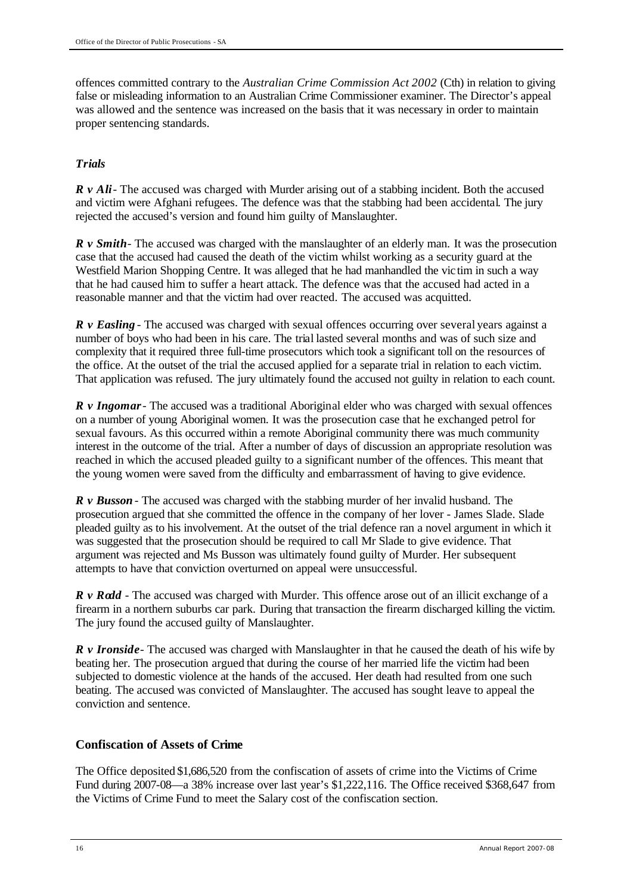offences committed contrary to the *Australian Crime Commission Act 2002* (Cth) in relation to giving false or misleading information to an Australian Crime Commissioner examiner. The Director's appeal was allowed and the sentence was increased on the basis that it was necessary in order to maintain proper sentencing standards.

### *Trials*

***R v Ali*** - The accused was charged with Murder arising out of a stabbing incident. Both the accused and victim were Afghani refugees. The defence was that the stabbing had been accidental. The jury rejected the accused's version and found him guilty of Manslaughter.

***R v Smith*** - The accused was charged with the manslaughter of an elderly man. It was the prosecution case that the accused had caused the death of the victim whilst working as a security guard at the Westfield Marion Shopping Centre. It was alleged that he had manhandled the victim in such a way that he had caused him to suffer a heart attack. The defence was that the accused had acted in a reasonable manner and that the victim had over reacted. The accused was acquitted.

***R v Easling*** - The accused was charged with sexual offences occurring over several years against a number of boys who had been in his care. The trial lasted several months and was of such size and complexity that it required three full-time prosecutors which took a significant toll on the resources of the office. At the outset of the trial the accused applied for a separate trial in relation to each victim. That application was refused. The jury ultimately found the accused not guilty in relation to each count.

***R v Ingomar*** - The accused was a traditional Aboriginal elder who was charged with sexual offences on a number of young Aboriginal women. It was the prosecution case that he exchanged petrol for sexual favours. As this occurred within a remote Aboriginal community there was much community interest in the outcome of the trial. After a number of days of discussion an appropriate resolution was reached in which the accused pleaded guilty to a significant number of the offences. This meant that the young women were saved from the difficulty and embarrassment of having to give evidence.

***R v Busson*** - The accused was charged with the stabbing murder of her invalid husband. The prosecution argued that she committed the offence in the company of her lover - James Slade. Slade pleaded guilty as to his involvement. At the outset of the trial defence ran a novel argument in which it was suggested that the prosecution should be required to call Mr Slade to give evidence. That argument was rejected and Ms Busson was ultimately found guilty of Murder. Her subsequent attempts to have that conviction overturned on appeal were unsuccessful.

***R v Rodd*** - The accused was charged with Murder. This offence arose out of an illicit exchange of a firearm in a northern suburbs car park. During that transaction the firearm discharged killing the victim. The jury found the accused guilty of Manslaughter.

***R v Ironside*** - The accused was charged with Manslaughter in that he caused the death of his wife by beating her. The prosecution argued that during the course of her married life the victim had been subjected to domestic violence at the hands of the accused. Her death had resulted from one such beating. The accused was convicted of Manslaughter. The accused has sought leave to appeal the conviction and sentence.

## Confiscation of Assets of Crime

The Office deposited $1,686,520 from the confiscation of assets of crime into the Victims of Crime Fund during 2007-08—a 38% increase over last year's $1,222,116. The Office received $368,647 from the Victims of Crime Fund to meet the Salary cost of the confiscation section.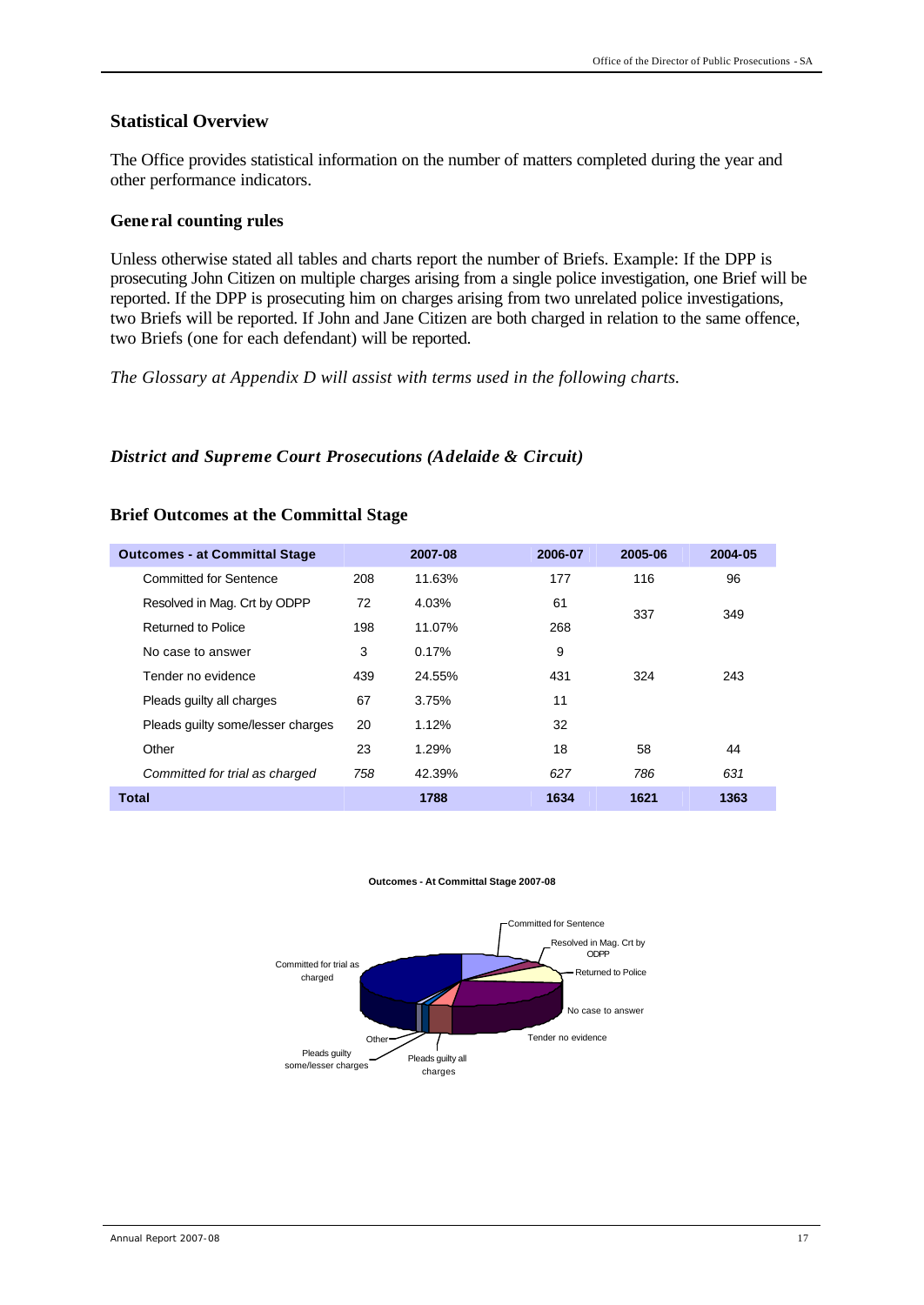## Statistical Overview

The Office provides statistical information on the number of matters completed during the year and other performance indicators.

### General counting rules

Unless otherwise stated all tables and charts report the number of Briefs. Example: If the DPP is prosecuting John Citizen on multiple charges arising from a single police investigation, one Brief will be reported. If the DPP is prosecuting him on charges arising from two unrelated police investigations, two Briefs will be reported. If John and Jane Citizen are both charged in relation to the same offence, two Briefs (one for each defendant) will be reported.

*The Glossary at Appendix D will assist with terms used in the following charts.*

### *District and Supreme Court Prosecutions (Adelaide & Circuit)*

### Brief Outcomes at the Committal Stage

| Outcomes - at Committal Stage | 2007-08 | | 2006-07 | 2005-06 | 2004-05 |
|---|---|---|---|---|---|
| Committed for Sentence | 208 | 11.63% | 177 | 116 | 96 |
| Resolved in Mag. Crt by ODPP | 72 | 4.03% | 61 | 337 | 349 |
| Returned to Police | 198 | 11.07% | 268 | | |
| No case to answer | 3 | 0.17% | 9 | | |
| Tender no evidence | 439 | 24.55% | 431 | 324 | 243 |
| Pleads guilty all charges | 67 | 3.75% | 11 | | |
| Pleads guilty some/lesser charges | 20 | 1.12% | 32 | | |
| Other | 23 | 1.29% | 18 | 58 | 44 |
| *Committed for trial as charged* | *758* | *42.39%* | *627* | *786* | *631* |
| **Total** | | **1788** | **1634** | **1621** | **1363** |

**Outcomes - At Committal Stage 2007-08**

Committed for Sentence, Resolved in Mag. Crt by ODPP, Returned to Police, No case to answer, Tender no evidence, Pleads guilty all charges, Pleads guilty some/lesser charges, Other, Committed for trial as charged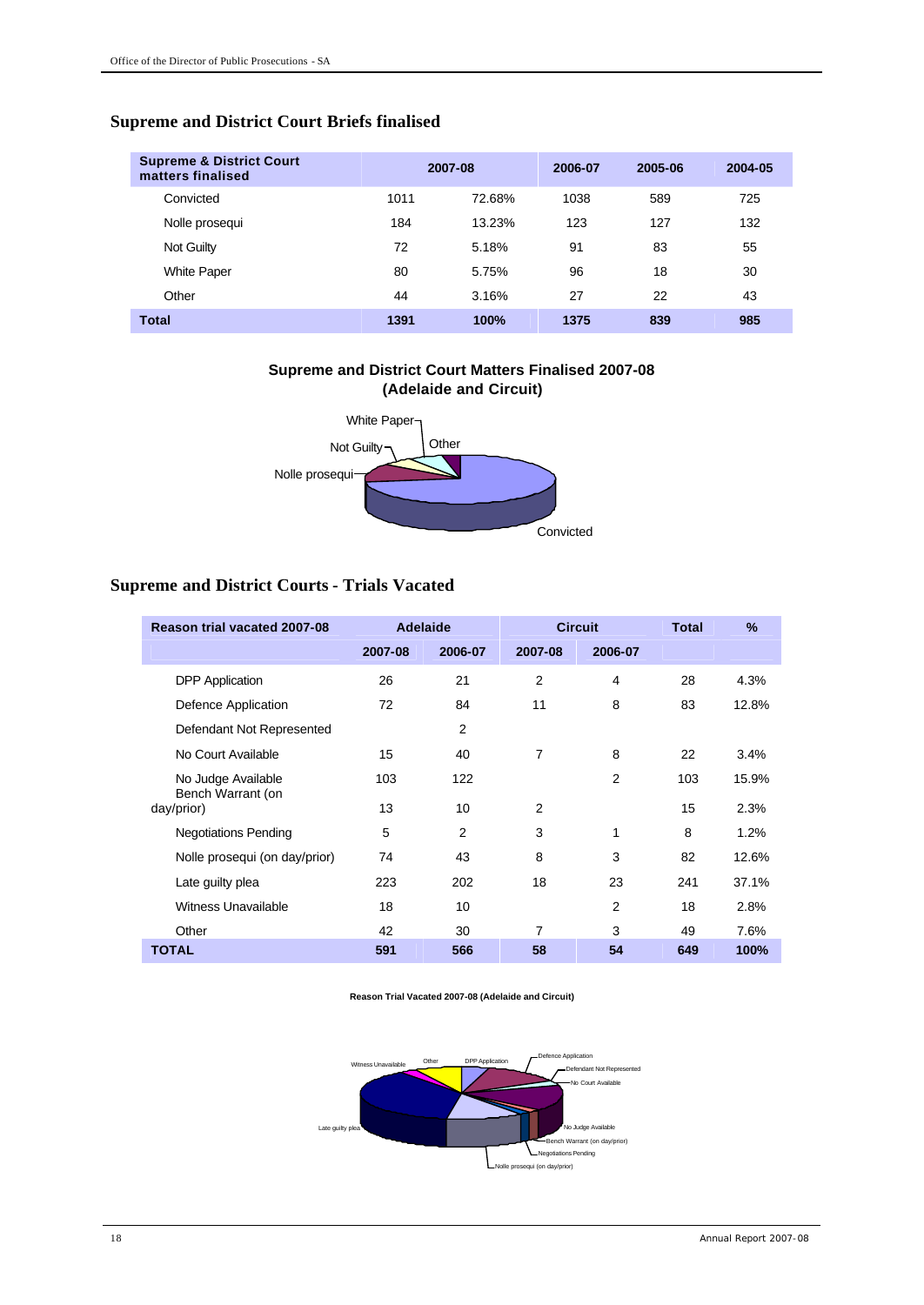## Supreme and District Court Briefs finalised

| Supreme & District Court matters finalised | 2007-08 | | 2006-07 | 2005-06 | 2004-05 |
|---|---|---|---|---|---|
| Convicted | 1011 | 72.68% | 1038 | 589 | 725 |
| Nolle prosequi | 184 | 13.23% | 123 | 127 | 132 |
| Not Guilty | 72 | 5.18% | 91 | 83 | 55 |
| White Paper | 80 | 5.75% | 96 | 18 | 30 |
| Other | 44 | 3.16% | 27 | 22 | 43 |
| **Total** | **1391** | **100%** | **1375** | **839** | **985** |

**Supreme and District Court Matters Finalised 2007-08 (Adelaide and Circuit)**

## Supreme and District Courts - Trials Vacated

| Reason trial vacated 2007-08 | Adelaide | | Circuit | | Total | % |
|---|---|---|---|---|---|---|
| | 2007-08 | 2006-07 | 2007-08 | 2006-07 | | |
| DPP Application | 26 | 21 | 2 | 4 | 28 | 4.3% |
| Defence Application | 72 | 84 | 11 | 8 | 83 | 12.8% |
| Defendant Not Represented | | 2 | | | | |
| No Court Available | 15 | 40 | 7 | 8 | 22 | 3.4% |
| No Judge Available | 103 | 122 | | 2 | 103 | 15.9% |
| Bench Warrant (on day/prior) | 13 | 10 | 2 | | 15 | 2.3% |
| Negotiations Pending | 5 | 2 | 3 | 1 | 8 | 1.2% |
| Nolle prosequi (on day/prior) | 74 | 43 | 8 | 3 | 82 | 12.6% |
| Late guilty plea | 223 | 202 | 18 | 23 | 241 | 37.1% |
| Witness Unavailable | 18 | 10 | | 2 | 18 | 2.8% |
| Other | 42 | 30 | 7 | 3 | 49 | 7.6% |
| **TOTAL** | **591** | **566** | **58** | **54** | **649** | **100%** |

**Reason Trial Vacated 2007-08 (Adelaide and Circuit)**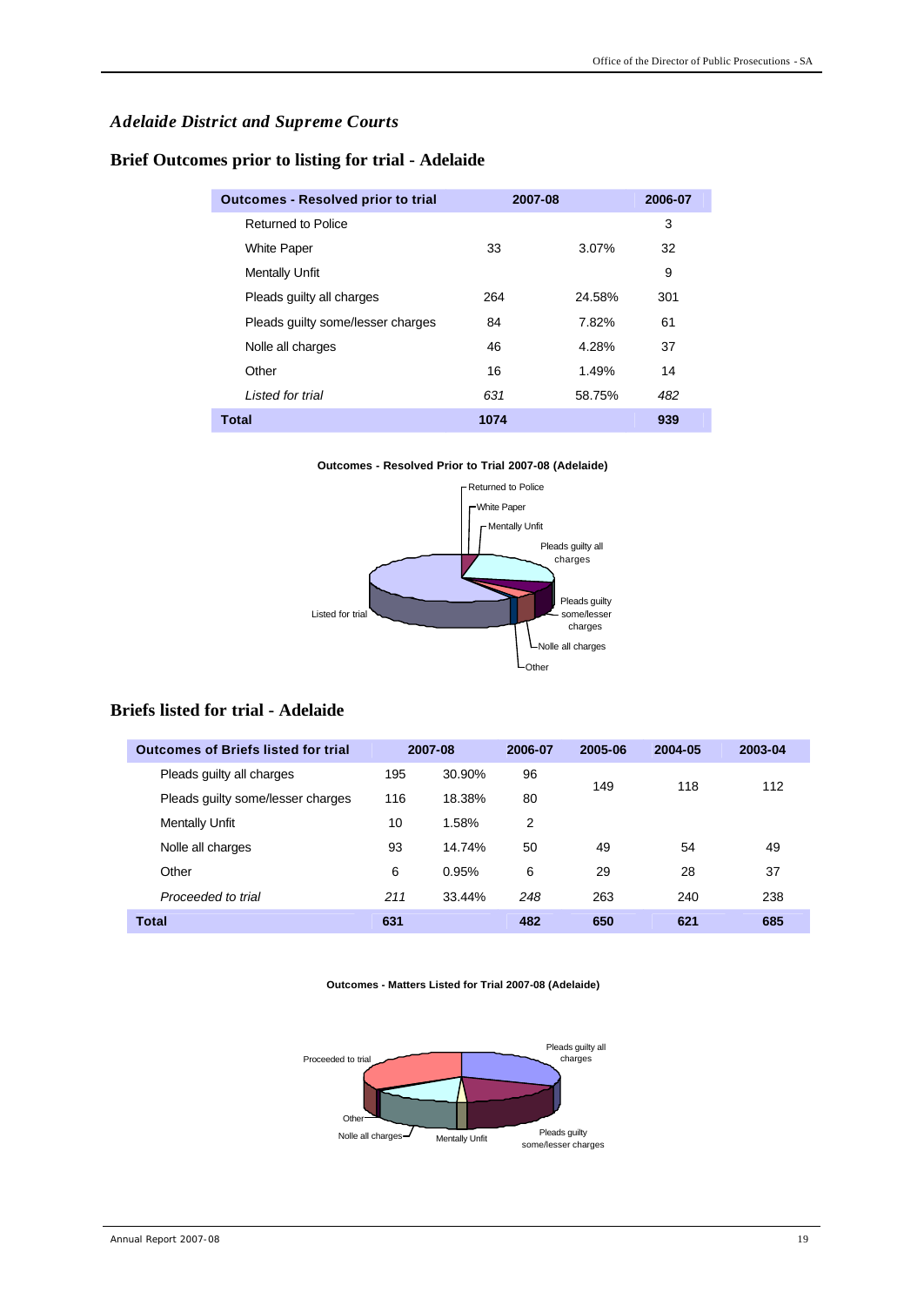## *Adelaide District and Supreme Courts*

## Brief Outcomes prior to listing for trial - Adelaide

| Outcomes - Resolved prior to trial | 2007-08 | | 2006-07 |
|---|---|---|---|
| Returned to Police | | | 3 |
| White Paper | 33 | 3.07% | 32 |
| Mentally Unfit | | | 9 |
| Pleads guilty all charges | 264 | 24.58% | 301 |
| Pleads guilty some/lesser charges | 84 | 7.82% | 61 |
| Nolle all charges | 46 | 4.28% | 37 |
| Other | 16 | 1.49% | 14 |
| *Listed for trial* | *631* | 58.75% | *482* |
| **Total** | **1074** | | **939** |

**Outcomes - Resolved Prior to Trial 2007-08 (Adelaide)**

## Briefs listed for trial - Adelaide

| Outcomes of Briefs listed for trial | 2007-08 | | 2006-07 | 2005-06 | 2004-05 | 2003-04 |
|---|---|---|---|---|---|---|
| Pleads guilty all charges | 195 | 30.90% | 96 | 149 | 118 | 112 |
| Pleads guilty some/lesser charges | 116 | 18.38% | 80 | | | |
| Mentally Unfit | 10 | 1.58% | 2 | | | |
| Nolle all charges | 93 | 14.74% | 50 | 49 | 54 | 49 |
| Other | 6 | 0.95% | 6 | 29 | 28 | 37 |
| *Proceeded to trial* | *211* | 33.44% | *248* | 263 | 240 | 238 |
| **Total** | **631** | | **482** | **650** | **621** | **685** |

**Outcomes - Matters Listed for Trial 2007-08 (Adelaide)**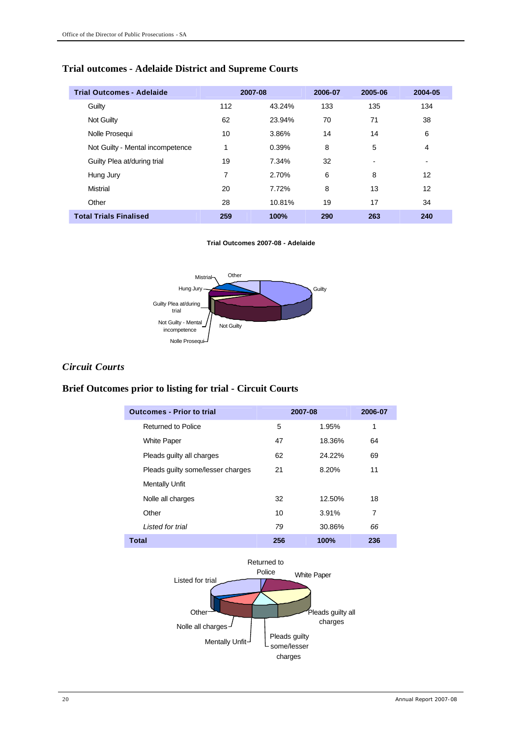## Trial outcomes - Adelaide District and Supreme Courts

| Trial Outcomes - Adelaide | 2007-08 | | 2006-07 | 2005-06 | 2004-05 |
|---|---|---|---|---|---|
| Guilty | 112 | 43.24% | 133 | 135 | 134 |
| Not Guilty | 62 | 23.94% | 70 | 71 | 38 |
| Nolle Prosequi | 10 | 3.86% | 14 | 14 | 6 |
| Not Guilty - Mental incompetence | 1 | 0.39% | 8 | 5 | 4 |
| Guilty Plea at/during trial | 19 | 7.34% | 32 | - | - |
| Hung Jury | 7 | 2.70% | 6 | 8 | 12 |
| Mistrial | 20 | 7.72% | 8 | 13 | 12 |
| Other | 28 | 10.81% | 19 | 17 | 34 |
| **Total Trials Finalised** | **259** | **100%** | **290** | **263** | **240** |

**Trial Outcomes 2007-08 - Adelaide**

Mistrial, Other, Hung Jury, Guilty, Guilty Plea at/during trial, Not Guilty - Mental incompetence, Not Guilty, Nolle Prosequi

### *Circuit Courts*

## Brief Outcomes prior to listing for trial - Circuit Courts

| Outcomes - Prior to trial | 2007-08 | | 2006-07 |
|---|---|---|---|
| Returned to Police | 5 | 1.95% | 1 |
| White Paper | 47 | 18.36% | 64 |
| Pleads guilty all charges | 62 | 24.22% | 69 |
| Pleads guilty some/lesser charges | 21 | 8.20% | 11 |
| Mentally Unfit | | | |
| Nolle all charges | 32 | 12.50% | 18 |
| Other | 10 | 3.91% | 7 |
| *Listed for trial* | *79* | 30.86% | *66* |
| **Total** | **256** | **100%** | **236** |

Returned to Police, White Paper, Listed for trial, Other, Pleads guilty all charges, Nolle all charges, Mentally Unfit, Pleads guilty some/lesser charges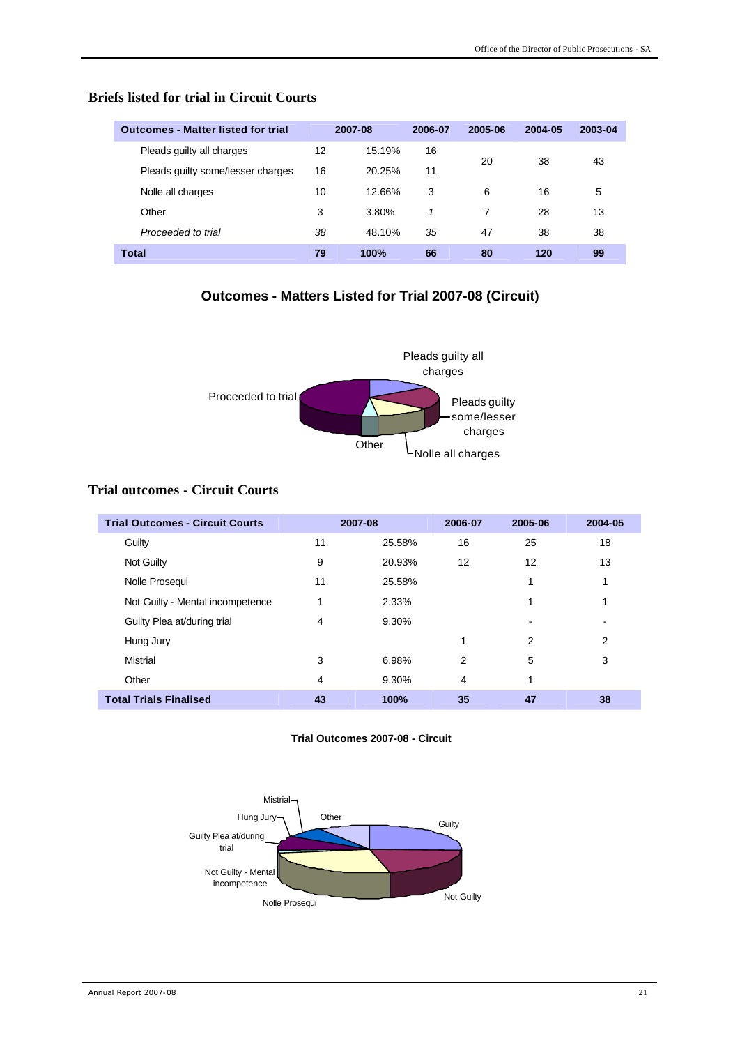## Briefs listed for trial in Circuit Courts

| Outcomes - Matter listed for trial | 2007-08 | | 2006-07 | 2005-06 | 2004-05 | 2003-04 |
|---|---|---|---|---|---|---|
| Pleads guilty all charges | 12 | 15.19% | 16 | 20 | 38 | 43 |
| Pleads guilty some/lesser charges | 16 | 20.25% | 11 | | | |
| Nolle all charges | 10 | 12.66% | 3 | 6 | 16 | 5 |
| Other | 3 | 3.80% | *1* | 7 | 28 | 13 |
| *Proceeded to trial* | *38* | 48.10% | *35* | 47 | 38 | 38 |
| **Total** | **79** | **100%** | **66** | **80** | **120** | **99** |

**Outcomes - Matters Listed for Trial 2007-08 (Circuit)**

## Trial outcomes - Circuit Courts

| Trial Outcomes - Circuit Courts | 2007-08 | | 2006-07 | 2005-06 | 2004-05 |
|---|---|---|---|---|---|
| Guilty | 11 | 25.58% | 16 | 25 | 18 |
| Not Guilty | 9 | 20.93% | 12 | 12 | 13 |
| Nolle Prosequi | 11 | 25.58% | | 1 | 1 |
| Not Guilty - Mental incompetence | 1 | 2.33% | | 1 | 1 |
| Guilty Plea at/during trial | 4 | 9.30% | | - | - |
| Hung Jury | | | 1 | 2 | 2 |
| Mistrial | 3 | 6.98% | 2 | 5 | 3 |
| Other | 4 | 9.30% | 4 | 1 | |
| **Total Trials Finalised** | **43** | **100%** | **35** | **47** | **38** |

**Trial Outcomes 2007-08 - Circuit**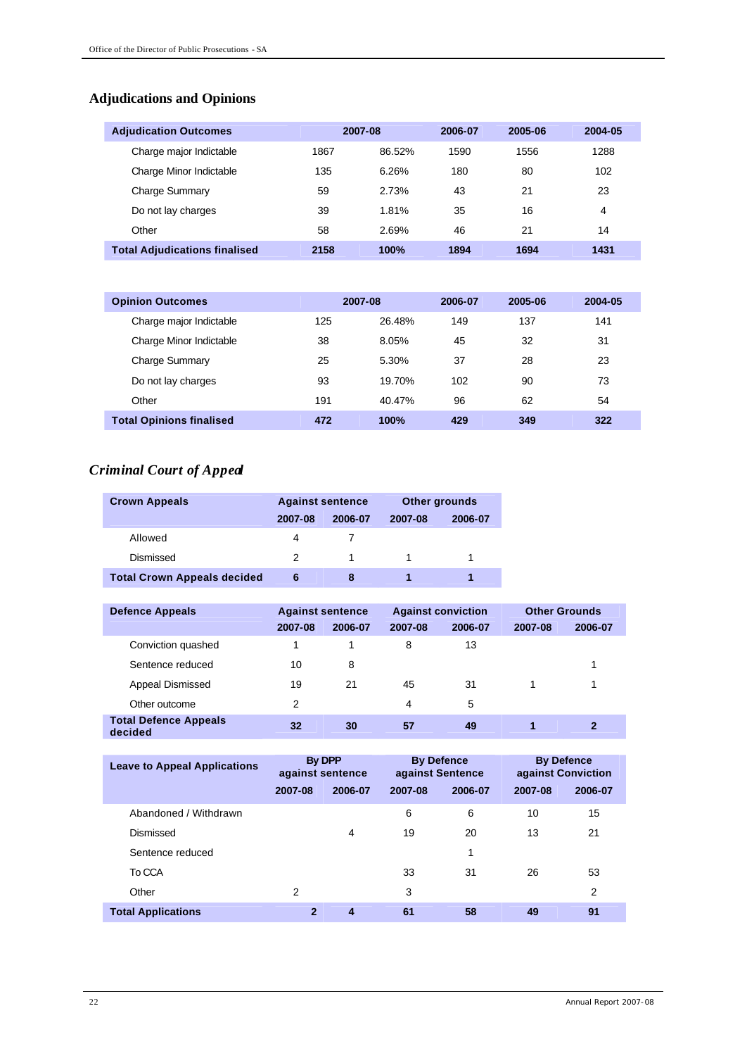## Adjudications and Opinions

| Adjudication Outcomes | 2007-08 | | 2006-07 | 2005-06 | 2004-05 |
|---|---|---|---|---|---|
| Charge major Indictable | 1867 | 86.52% | 1590 | 1556 | 1288 |
| Charge Minor Indictable | 135 | 6.26% | 180 | 80 | 102 |
| Charge Summary | 59 | 2.73% | 43 | 21 | 23 |
| Do not lay charges | 39 | 1.81% | 35 | 16 | 4 |
| Other | 58 | 2.69% | 46 | 21 | 14 |
| **Total Adjudications finalised** | **2158** | **100%** | **1894** | **1694** | **1431** |

| Opinion Outcomes | 2007-08 | | 2006-07 | 2005-06 | 2004-05 |
|---|---|---|---|---|---|
| Charge major Indictable | 125 | 26.48% | 149 | 137 | 141 |
| Charge Minor Indictable | 38 | 8.05% | 45 | 32 | 31 |
| Charge Summary | 25 | 5.30% | 37 | 28 | 23 |
| Do not lay charges | 93 | 19.70% | 102 | 90 | 73 |
| Other | 191 | 40.47% | 96 | 62 | 54 |
| **Total Opinions finalised** | **472** | **100%** | **429** | **349** | **322** |

## *Criminal Court of Appeal*

| Crown Appeals | Against sentence | | Other grounds | |
|---|---|---|---|---|
| | 2007-08 | 2006-07 | 2007-08 | 2006-07 |
| Allowed | 4 | 7 | | |
| Dismissed | 2 | 1 | 1 | 1 |
| **Total Crown Appeals decided** | **6** | **8** | **1** | **1** |

| Defence Appeals | Against sentence | | Against conviction | | Other Grounds | |
|---|---|---|---|---|---|---|
| | 2007-08 | 2006-07 | 2007-08 | 2006-07 | 2007-08 | 2006-07 |
| Conviction quashed | 1 | 1 | 8 | 13 | | |
| Sentence reduced | 10 | 8 | | | | 1 |
| Appeal Dismissed | 19 | 21 | 45 | 31 | 1 | 1 |
| Other outcome | 2 | | 4 | 5 | | |
| **Total Defence Appeals decided** | **32** | **30** | **57** | **49** | **1** | **2** |

| Leave to Appeal Applications | By DPP against sentence | | By Defence against Sentence | | By Defence against Conviction | |
|---|---|---|---|---|---|---|
| | 2007-08 | 2006-07 | 2007-08 | 2006-07 | 2007-08 | 2006-07 |
| Abandoned / Withdrawn | | | 6 | 6 | 10 | 15 |
| Dismissed | | 4 | 19 | 20 | 13 | 21 |
| Sentence reduced | | | | 1 | | |
| To CCA | | | 33 | 31 | 26 | 53 |
| Other | 2 | | 3 | | | 2 |
| **Total Applications** | **2** | **4** | **61** | **58** | **49** | **91** |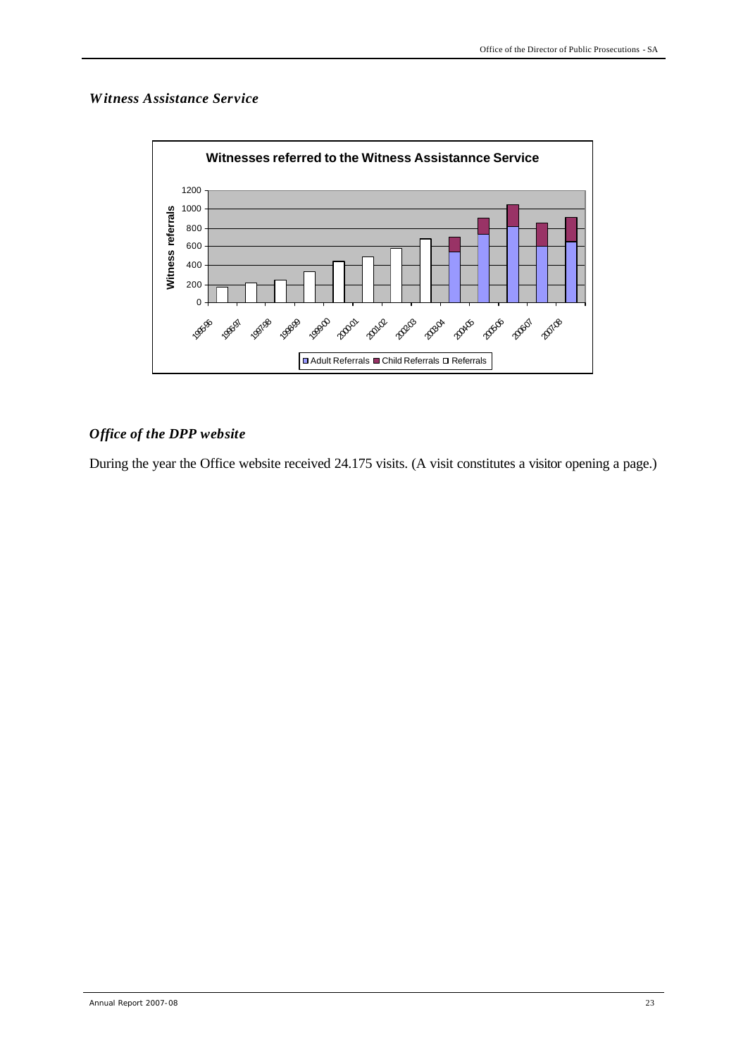*Witness Assistance Service*

*Office of the DPP website*

During the year the Office website received 24.175 visits. (A visit constitutes a visitor opening a page.)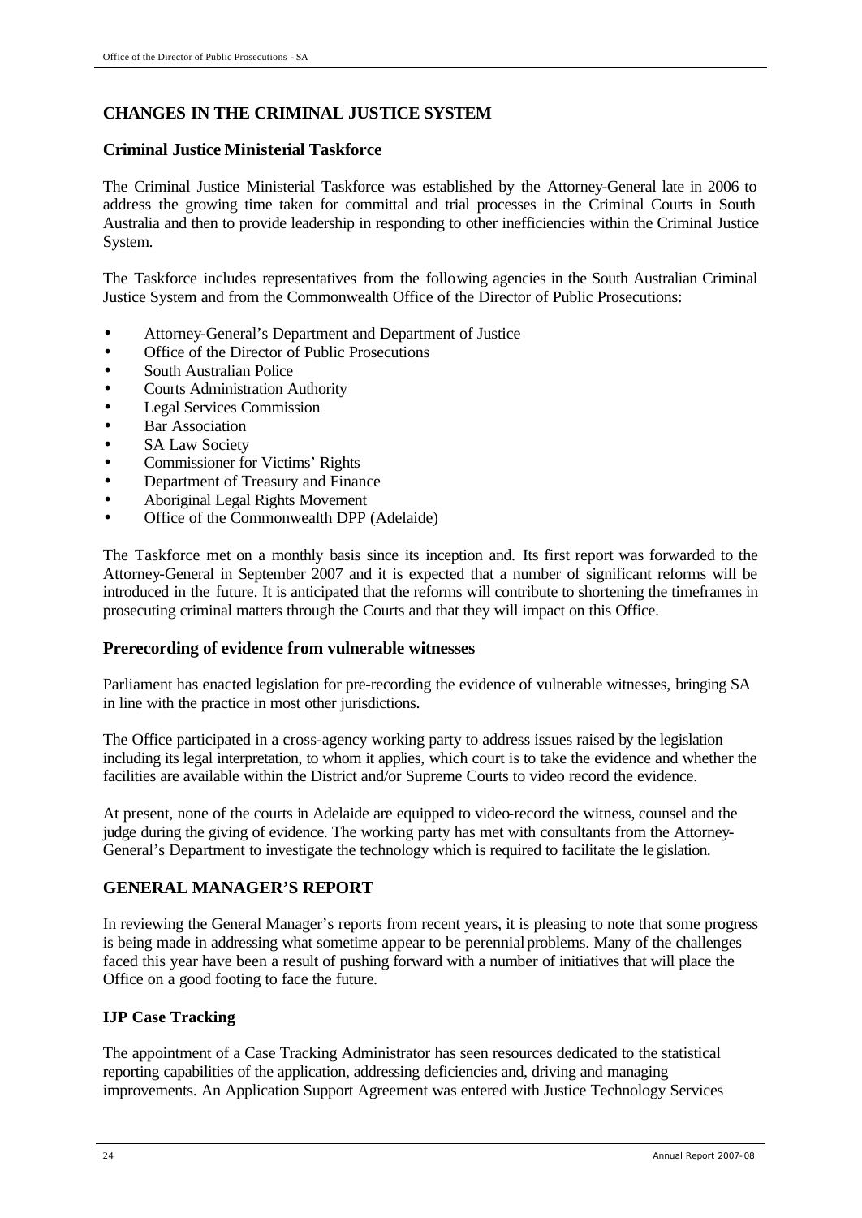## CHANGES IN THE CRIMINAL JUSTICE SYSTEM

### Criminal Justice Ministerial Taskforce

The Criminal Justice Ministerial Taskforce was established by the Attorney-General late in 2006 to address the growing time taken for committal and trial processes in the Criminal Courts in South Australia and then to provide leadership in responding to other inefficiencies within the Criminal Justice System.

The Taskforce includes representatives from the following agencies in the South Australian Criminal Justice System and from the Commonwealth Office of the Director of Public Prosecutions:

- Attorney-General's Department and Department of Justice
- Office of the Director of Public Prosecutions
- South Australian Police
- Courts Administration Authority
- Legal Services Commission
- Bar Association
- SA Law Society
- Commissioner for Victims' Rights
- Department of Treasury and Finance
- Aboriginal Legal Rights Movement
- Office of the Commonwealth DPP (Adelaide)

The Taskforce met on a monthly basis since its inception and. Its first report was forwarded to the Attorney-General in September 2007 and it is expected that a number of significant reforms will be introduced in the future. It is anticipated that the reforms will contribute to shortening the timeframes in prosecuting criminal matters through the Courts and that they will impact on this Office.

### Prerecording of evidence from vulnerable witnesses

Parliament has enacted legislation for pre-recording the evidence of vulnerable witnesses, bringing SA in line with the practice in most other jurisdictions.

The Office participated in a cross-agency working party to address issues raised by the legislation including its legal interpretation, to whom it applies, which court is to take the evidence and whether the facilities are available within the District and/or Supreme Courts to video record the evidence.

At present, none of the courts in Adelaide are equipped to video-record the witness, counsel and the judge during the giving of evidence. The working party has met with consultants from the Attorney-General's Department to investigate the technology which is required to facilitate the legislation.

## GENERAL MANAGER'S REPORT

In reviewing the General Manager's reports from recent years, it is pleasing to note that some progress is being made in addressing what sometime appear to be perennial problems. Many of the challenges faced this year have been a result of pushing forward with a number of initiatives that will place the Office on a good footing to face the future.

### IJP Case Tracking

The appointment of a Case Tracking Administrator has seen resources dedicated to the statistical reporting capabilities of the application, addressing deficiencies and, driving and managing improvements. An Application Support Agreement was entered with Justice Technology Services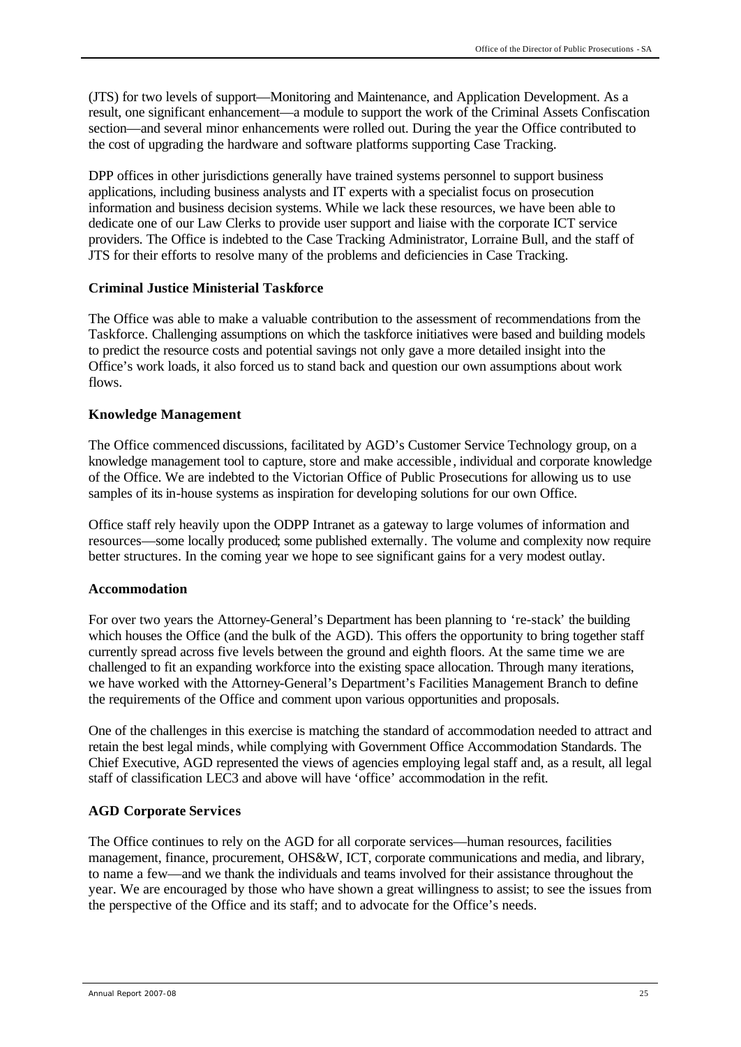(JTS) for two levels of support—Monitoring and Maintenance, and Application Development. As a result, one significant enhancement—a module to support the work of the Criminal Assets Confiscation section—and several minor enhancements were rolled out. During the year the Office contributed to the cost of upgrading the hardware and software platforms supporting Case Tracking.

DPP offices in other jurisdictions generally have trained systems personnel to support business applications, including business analysts and IT experts with a specialist focus on prosecution information and business decision systems. While we lack these resources, we have been able to dedicate one of our Law Clerks to provide user support and liaise with the corporate ICT service providers. The Office is indebted to the Case Tracking Administrator, Lorraine Bull, and the staff of JTS for their efforts to resolve many of the problems and deficiencies in Case Tracking.

### Criminal Justice Ministerial Taskforce

The Office was able to make a valuable contribution to the assessment of recommendations from the Taskforce. Challenging assumptions on which the taskforce initiatives were based and building models to predict the resource costs and potential savings not only gave a more detailed insight into the Office's work loads, it also forced us to stand back and question our own assumptions about work flows.

### Knowledge Management

The Office commenced discussions, facilitated by AGD's Customer Service Technology group, on a knowledge management tool to capture, store and make accessible, individual and corporate knowledge of the Office. We are indebted to the Victorian Office of Public Prosecutions for allowing us to use samples of its in-house systems as inspiration for developing solutions for our own Office.

Office staff rely heavily upon the ODPP Intranet as a gateway to large volumes of information and resources—some locally produced; some published externally. The volume and complexity now require better structures. In the coming year we hope to see significant gains for a very modest outlay.

### Accommodation

For over two years the Attorney-General's Department has been planning to 're-stack' the building which houses the Office (and the bulk of the AGD). This offers the opportunity to bring together staff currently spread across five levels between the ground and eighth floors. At the same time we are challenged to fit an expanding workforce into the existing space allocation. Through many iterations, we have worked with the Attorney-General's Department's Facilities Management Branch to define the requirements of the Office and comment upon various opportunities and proposals.

One of the challenges in this exercise is matching the standard of accommodation needed to attract and retain the best legal minds, while complying with Government Office Accommodation Standards. The Chief Executive, AGD represented the views of agencies employing legal staff and, as a result, all legal staff of classification LEC3 and above will have 'office' accommodation in the refit.

### AGD Corporate Services

The Office continues to rely on the AGD for all corporate services—human resources, facilities management, finance, procurement, OHS&W, ICT, corporate communications and media, and library, to name a few—and we thank the individuals and teams involved for their assistance throughout the year. We are encouraged by those who have shown a great willingness to assist; to see the issues from the perspective of the Office and its staff; and to advocate for the Office's needs.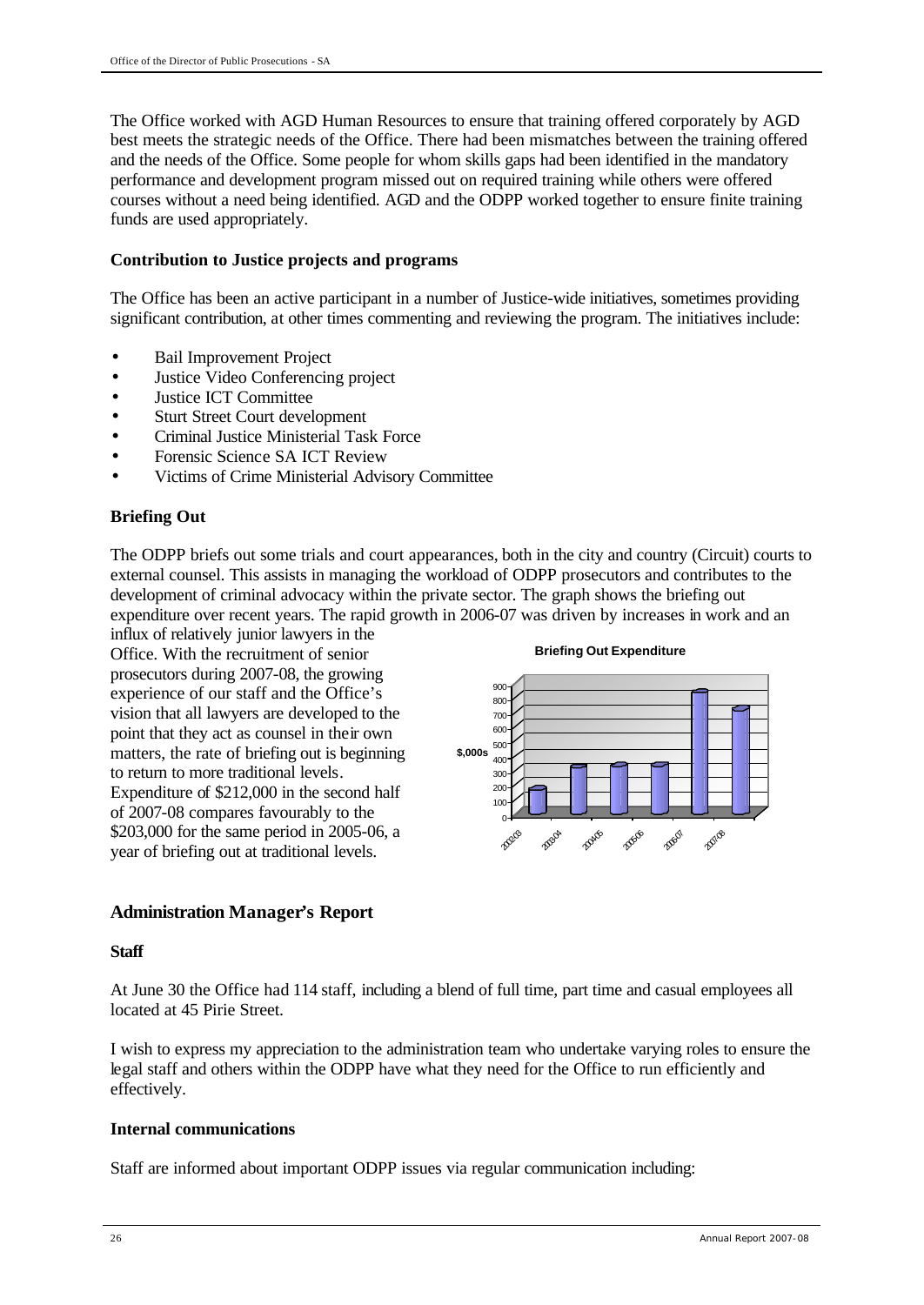The Office worked with AGD Human Resources to ensure that training offered corporately by AGD best meets the strategic needs of the Office. There had been mismatches between the training offered and the needs of the Office. Some people for whom skills gaps had been identified in the mandatory performance and development program missed out on required training while others were offered courses without a need being identified. AGD and the ODPP worked together to ensure finite training funds are used appropriately.

### Contribution to Justice projects and programs

The Office has been an active participant in a number of Justice-wide initiatives, sometimes providing significant contribution, at other times commenting and reviewing the program. The initiatives include:

- Bail Improvement Project
- Justice Video Conferencing project
- Justice ICT Committee
- Sturt Street Court development
- Criminal Justice Ministerial Task Force
- Forensic Science SA ICT Review
- Victims of Crime Ministerial Advisory Committee

### Briefing Out

The ODPP briefs out some trials and court appearances, both in the city and country (Circuit) courts to external counsel. This assists in managing the workload of ODPP prosecutors and contributes to the development of criminal advocacy within the private sector. The graph shows the briefing out expenditure over recent years. The rapid growth in 2006-07 was driven by increases in work and an influx of relatively junior lawyers in the Office. With the recruitment of senior prosecutors during 2007-08, the growing experience of our staff and the Office's vision that all lawyers are developed to the point that they act as counsel in their own matters, the rate of briefing out is beginning to return to more traditional levels. Expenditure of $212,000 in the second half of 2007-08 compares favourably to the $203,000 for the same period in 2005-06, a year of briefing out at traditional levels.

**Briefing Out Expenditure**

$,000s: 2002-03, 2003-04, 2004-05, 2005-06, 2006-07, 2007-08

## Administration Manager's Report

### Staff

At June 30 the Office had 114 staff, including a blend of full time, part time and casual employees all located at 45 Pirie Street.

I wish to express my appreciation to the administration team who undertake varying roles to ensure the legal staff and others within the ODPP have what they need for the Office to run efficiently and effectively.

### Internal communications

Staff are informed about important ODPP issues via regular communication including: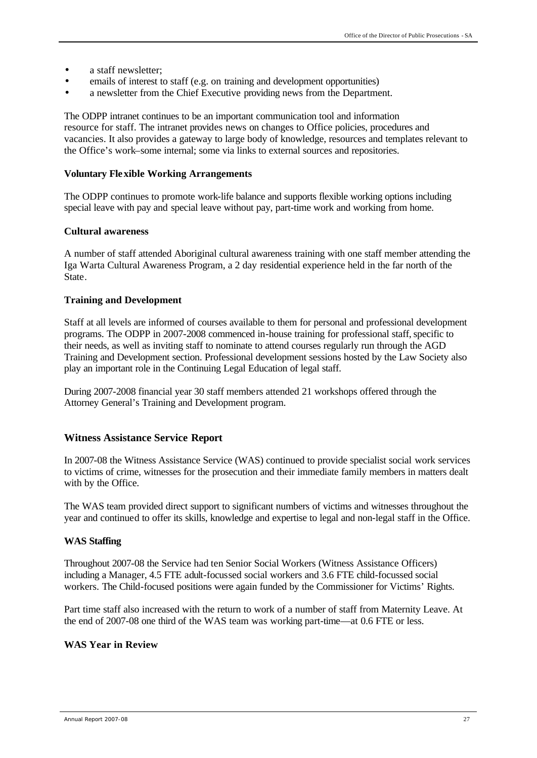- a staff newsletter;
- emails of interest to staff (e.g. on training and development opportunities)
- a newsletter from the Chief Executive providing news from the Department.

The ODPP intranet continues to be an important communication tool and information resource for staff. The intranet provides news on changes to Office policies, procedures and vacancies. It also provides a gateway to large body of knowledge, resources and templates relevant to the Office's work–some internal; some via links to external sources and repositories.

**Voluntary Flexible Working Arrangements**

The ODPP continues to promote work-life balance and supports flexible working options including special leave with pay and special leave without pay, part-time work and working from home.

**Cultural awareness**

A number of staff attended Aboriginal cultural awareness training with one staff member attending the Iga Warta Cultural Awareness Program, a 2 day residential experience held in the far north of the State.

**Training and Development**

Staff at all levels are informed of courses available to them for personal and professional development programs. The ODPP in 2007-2008 commenced in-house training for professional staff, specific to their needs, as well as inviting staff to nominate to attend courses regularly run through the AGD Training and Development section. Professional development sessions hosted by the Law Society also play an important role in the Continuing Legal Education of legal staff.

During 2007-2008 financial year 30 staff members attended 21 workshops offered through the Attorney General's Training and Development program.

## Witness Assistance Service Report

In 2007-08 the Witness Assistance Service (WAS) continued to provide specialist social work services to victims of crime, witnesses for the prosecution and their immediate family members in matters dealt with by the Office.

The WAS team provided direct support to significant numbers of victims and witnesses throughout the year and continued to offer its skills, knowledge and expertise to legal and non-legal staff in the Office.

**WAS Staffing**

Throughout 2007-08 the Service had ten Senior Social Workers (Witness Assistance Officers) including a Manager, 4.5 FTE adult-focussed social workers and 3.6 FTE child-focussed social workers. The Child-focused positions were again funded by the Commissioner for Victims' Rights.

Part time staff also increased with the return to work of a number of staff from Maternity Leave. At the end of 2007-08 one third of the WAS team was working part-time—at 0.6 FTE or less.

**WAS Year in Review**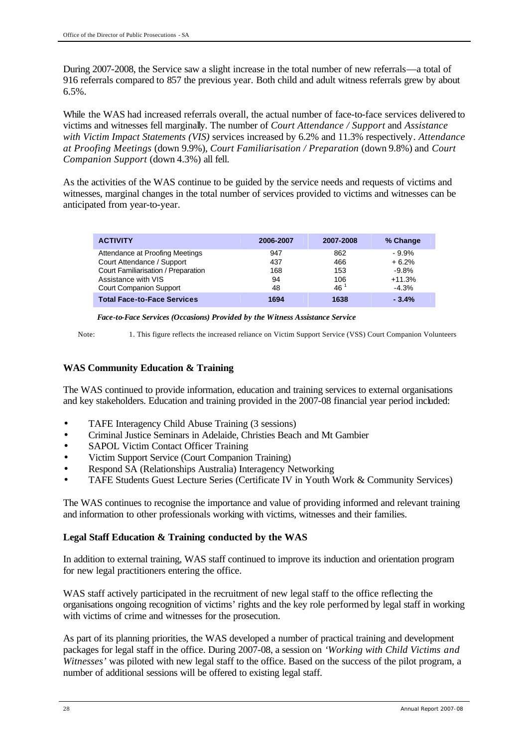During 2007-2008, the Service saw a slight increase in the total number of new referrals—a total of 916 referrals compared to 857 the previous year. Both child and adult witness referrals grew by about 6.5%.

While the WAS had increased referrals overall, the actual number of face-to-face services delivered to victims and witnesses fell marginally. The number of *Court Attendance / Support* and *Assistance with Victim Impact Statements (VIS)* services increased by 6.2% and 11.3% respectively. *Attendance at Proofing Meetings* (down 9.9%), *Court Familiarisation / Preparation* (down 9.8%) and *Court Companion Support* (down 4.3%) all fell.

As the activities of the WAS continue to be guided by the service needs and requests of victims and witnesses, marginal changes in the total number of services provided to victims and witnesses can be anticipated from year-to-year.

| ACTIVITY | 2006-2007 | 2007-2008 | % Change |
|---|---|---|---|
| Attendance at Proofing Meetings | 947 | 862 | - 9.9% |
| Court Attendance / Support | 437 | 466 | + 6.2% |
| Court Familiarisation / Preparation | 168 | 153 | -9.8% |
| Assistance with VIS | 94 | 106 | +11.3% |
| Court Companion Support | 48 | 46 [1] | -4.3% |
| **Total Face-to-Face Services** | **1694** | **1638** | **- 3.4%** |

***Face-to-Face Services (Occasions) Provided by the Witness Assistance Service***

Note: 1. This figure reflects the increased reliance on Victim Support Service (VSS) Court Companion Volunteers

### WAS Community Education & Training

The WAS continued to provide information, education and training services to external organisations and key stakeholders. Education and training provided in the 2007-08 financial year period included:

- TAFE Interagency Child Abuse Training (3 sessions)
- Criminal Justice Seminars in Adelaide, Christies Beach and Mt Gambier
- SAPOL Victim Contact Officer Training
- Victim Support Service (Court Companion Training)
- Respond SA (Relationships Australia) Interagency Networking
- TAFE Students Guest Lecture Series (Certificate IV in Youth Work & Community Services)

The WAS continues to recognise the importance and value of providing informed and relevant training and information to other professionals working with victims, witnesses and their families.

### Legal Staff Education & Training conducted by the WAS

In addition to external training, WAS staff continued to improve its induction and orientation program for new legal practitioners entering the office.

WAS staff actively participated in the recruitment of new legal staff to the office reflecting the organisations ongoing recognition of victims' rights and the key role performed by legal staff in working with victims of crime and witnesses for the prosecution.

As part of its planning priorities, the WAS developed a number of practical training and development packages for legal staff in the office. During 2007-08, a session on *'Working with Child Victims and Witnesses'* was piloted with new legal staff to the office. Based on the success of the pilot program, a number of additional sessions will be offered to existing legal staff.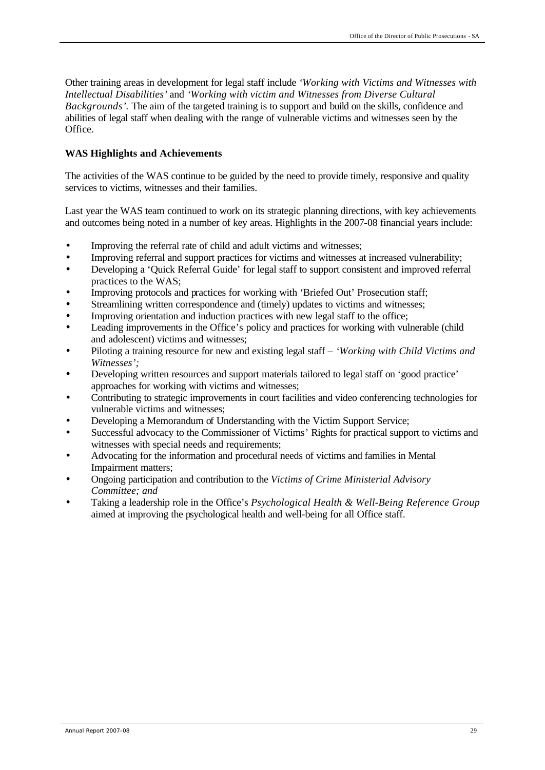Other training areas in development for legal staff include *'Working with Victims and Witnesses with Intellectual Disabilities'* and *'Working with victim and Witnesses from Diverse Cultural Backgrounds'.* The aim of the targeted training is to support and build on the skills, confidence and abilities of legal staff when dealing with the range of vulnerable victims and witnesses seen by the Office.

**WAS Highlights and Achievements**

The activities of the WAS continue to be guided by the need to provide timely, responsive and quality services to victims, witnesses and their families.

Last year the WAS team continued to work on its strategic planning directions, with key achievements and outcomes being noted in a number of key areas. Highlights in the 2007-08 financial years include:

- Improving the referral rate of child and adult victims and witnesses;
- Improving referral and support practices for victims and witnesses at increased vulnerability;
- Developing a 'Quick Referral Guide' for legal staff to support consistent and improved referral practices to the WAS;
- Improving protocols and practices for working with 'Briefed Out' Prosecution staff;
- Streamlining written correspondence and (timely) updates to victims and witnesses;
- Improving orientation and induction practices with new legal staff to the office;
- Leading improvements in the Office's policy and practices for working with vulnerable (child and adolescent) victims and witnesses;
- Piloting a training resource for new and existing legal staff – *'Working with Child Victims and Witnesses';*
- Developing written resources and support materials tailored to legal staff on 'good practice' approaches for working with victims and witnesses;
- Contributing to strategic improvements in court facilities and video conferencing technologies for vulnerable victims and witnesses;
- Developing a Memorandum of Understanding with the Victim Support Service;
- Successful advocacy to the Commissioner of Victims' Rights for practical support to victims and witnesses with special needs and requirements;
- Advocating for the information and procedural needs of victims and families in Mental Impairment matters;
- Ongoing participation and contribution to the *Victims of Crime Ministerial Advisory Committee; and*
- Taking a leadership role in the Office's *Psychological Health & Well-Being Reference Group* aimed at improving the psychological health and well-being for all Office staff.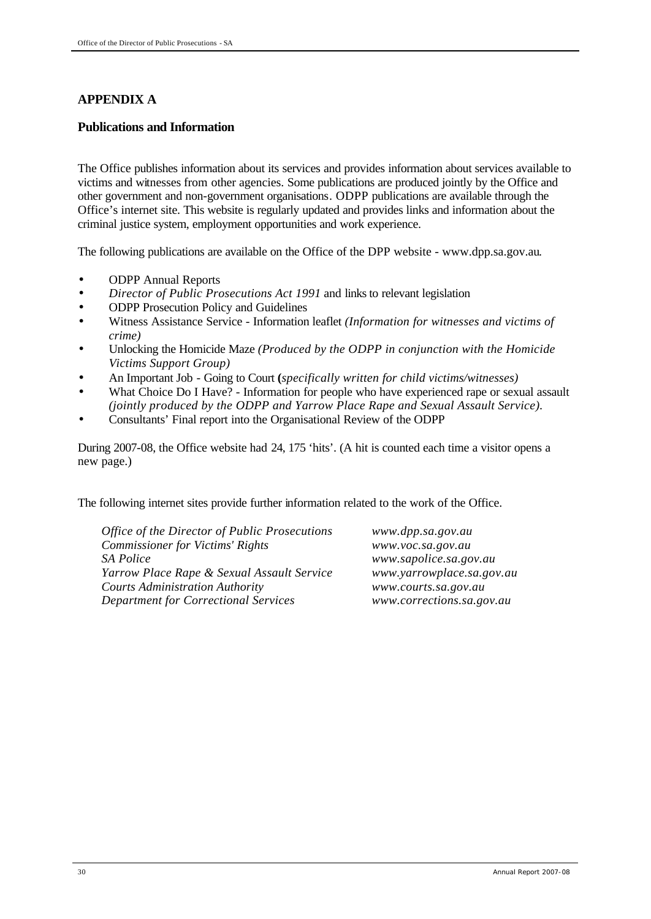# APPENDIX A

## Publications and Information

The Office publishes information about its services and provides information about services available to victims and witnesses from other agencies. Some publications are produced jointly by the Office and other government and non-government organisations. ODPP publications are available through the Office's internet site. This website is regularly updated and provides links and information about the criminal justice system, employment opportunities and work experience.

The following publications are available on the Office of the DPP website - www.dpp.sa.gov.au.

- ODPP Annual Reports
- *Director of Public Prosecutions Act 1991* and links to relevant legislation
- ODPP Prosecution Policy and Guidelines
- Witness Assistance Service - Information leaflet *(Information for witnesses and victims of crime)*
- Unlocking the Homicide Maze *(Produced by the ODPP in conjunction with the Homicide Victims Support Group)*
- An Important Job - Going to Court **(***specifically written for child victims/witnesses)*
- What Choice Do I Have? - Information for people who have experienced rape or sexual assault *(jointly produced by the ODPP and Yarrow Place Rape and Sexual Assault Service).*
- Consultants' Final report into the Organisational Review of the ODPP

During 2007-08, the Office website had 24, 175 'hits'. (A hit is counted each time a visitor opens a new page.)

The following internet sites provide further information related to the work of the Office.

| | |
|---|---|
| *Office of the Director of Public Prosecutions* | *www.dpp.sa.gov.au* |
| *Commissioner for Victims' Rights* | *www.voc.sa.gov.au* |
| *SA Police* | *www.sapolice.sa.gov.au* |
| *Yarrow Place Rape & Sexual Assault Service* | *www.yarrowplace.sa.gov.au* |
| *Courts Administration Authority* | *www.courts.sa.gov.au* |
| *Department for Correctional Services* | *www.corrections.sa.gov.au* |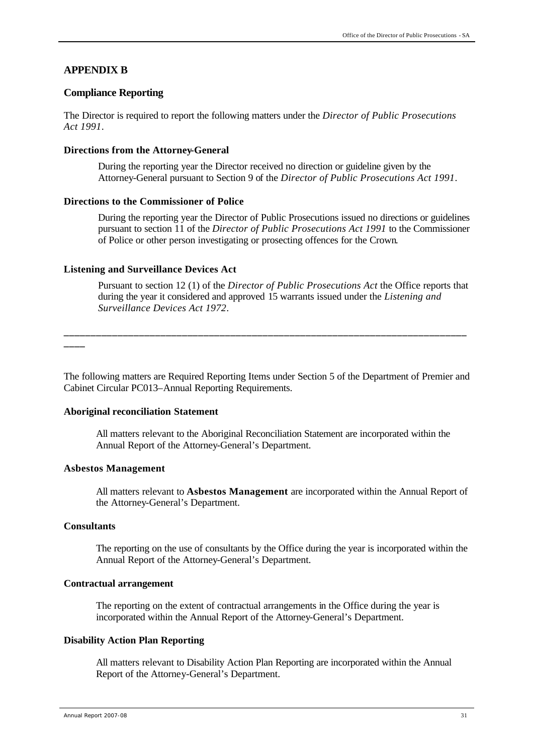## APPENDIX B

### Compliance Reporting

The Director is required to report the following matters under the *Director of Public Prosecutions Act 1991*.

#### Directions from the Attorney-General

During the reporting year the Director received no direction or guideline given by the Attorney-General pursuant to Section 9 of the *Director of Public Prosecutions Act 1991*.

#### Directions to the Commissioner of Police

During the reporting year the Director of Public Prosecutions issued no directions or guidelines pursuant to section 11 of the *Director of Public Prosecutions Act 1991* to the Commissioner of Police or other person investigating or prosecuting offences for the Crown.

#### Listening and Surveillance Devices Act

Pursuant to section 12 (1) of the *Director of Public Prosecutions Act* the Office reports that during the year it considered and approved 15 warrants issued under the *Listening and Surveillance Devices Act 1972*.

---

The following matters are Required Reporting Items under Section 5 of the Department of Premier and Cabinet Circular PC013–Annual Reporting Requirements.

#### Aboriginal reconciliation Statement

All matters relevant to the Aboriginal Reconciliation Statement are incorporated within the Annual Report of the Attorney-General's Department.

#### Asbestos Management

All matters relevant to **Asbestos Management** are incorporated within the Annual Report of the Attorney-General's Department.

#### Consultants

The reporting on the use of consultants by the Office during the year is incorporated within the Annual Report of the Attorney-General's Department.

#### Contractual arrangement

The reporting on the extent of contractual arrangements in the Office during the year is incorporated within the Annual Report of the Attorney-General's Department.

#### Disability Action Plan Reporting

All matters relevant to Disability Action Plan Reporting are incorporated within the Annual Report of the Attorney-General's Department.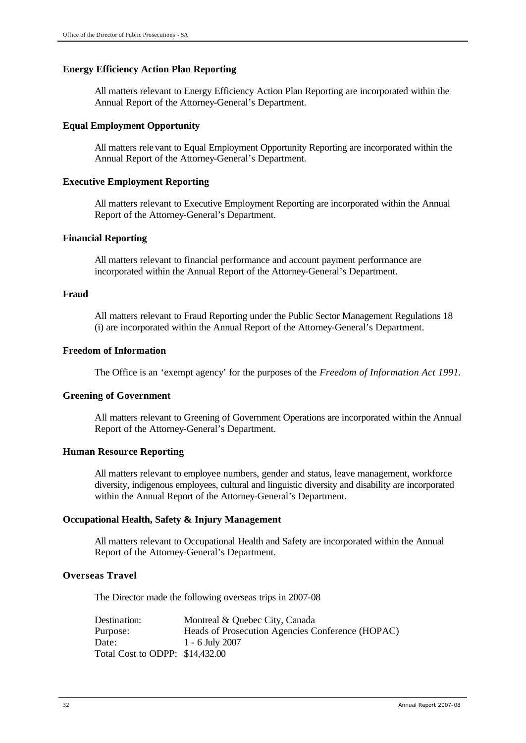### Energy Efficiency Action Plan Reporting

All matters relevant to Energy Efficiency Action Plan Reporting are incorporated within the Annual Report of the Attorney-General's Department.

### Equal Employment Opportunity

All matters relevant to Equal Employment Opportunity Reporting are incorporated within the Annual Report of the Attorney-General's Department.

### Executive Employment Reporting

All matters relevant to Executive Employment Reporting are incorporated within the Annual Report of the Attorney-General's Department.

### Financial Reporting

All matters relevant to financial performance and account payment performance are incorporated within the Annual Report of the Attorney-General's Department.

### Fraud

All matters relevant to Fraud Reporting under the Public Sector Management Regulations 18 (i) are incorporated within the Annual Report of the Attorney-General's Department.

### Freedom of Information

The Office is an 'exempt agency' for the purposes of the *Freedom of Information Act 1991.*

### Greening of Government

All matters relevant to Greening of Government Operations are incorporated within the Annual Report of the Attorney-General's Department.

### Human Resource Reporting

All matters relevant to employee numbers, gender and status, leave management, workforce diversity, indigenous employees, cultural and linguistic diversity and disability are incorporated within the Annual Report of the Attorney-General's Department.

### Occupational Health, Safety & Injury Management

All matters relevant to Occupational Health and Safety are incorporated within the Annual Report of the Attorney-General's Department.

### Overseas Travel

The Director made the following overseas trips in 2007-08

| | |
|---|---|
| Destination: | Montreal & Quebec City, Canada |
| Purpose: | Heads of Prosecution Agencies Conference (HOPAC) |
| Date: | 1 - 6 July 2007 |
| Total Cost to ODPP: | $14,432.00 |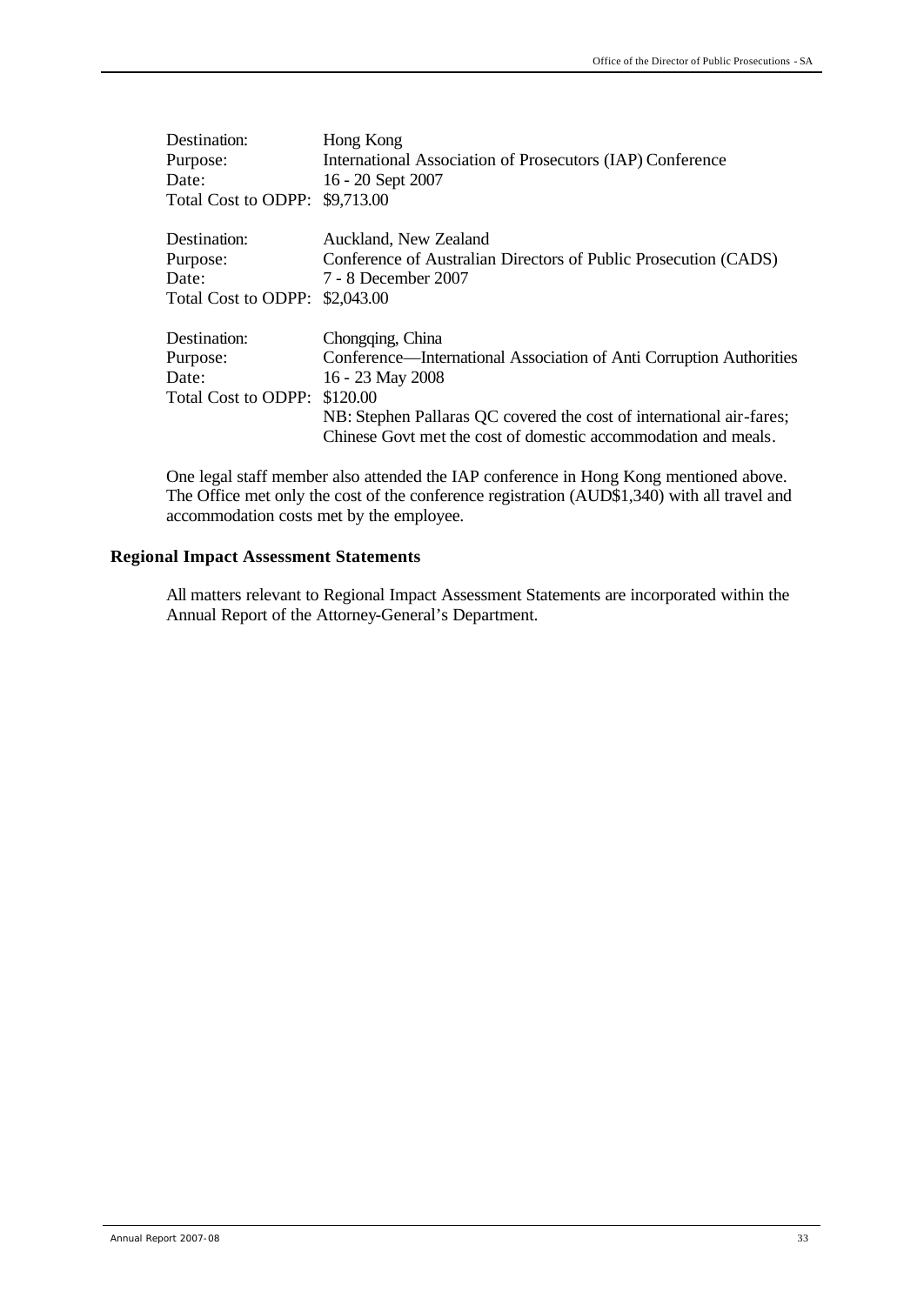Destination: Hong Kong
Purpose: International Association of Prosecutors (IAP) Conference
Date: 16 - 20 Sept 2007
Total Cost to ODPP: $9,713.00

Destination: Auckland, New Zealand
Purpose: Conference of Australian Directors of Public Prosecution (CADS)
Date: 7 - 8 December 2007
Total Cost to ODPP: $2,043.00

Destination: Chongqing, China
Purpose: Conference—International Association of Anti Corruption Authorities
Date: 16 - 23 May 2008
Total Cost to ODPP: $120.00
NB: Stephen Pallaras QC covered the cost of international air-fares; Chinese Govt met the cost of domestic accommodation and meals.

One legal staff member also attended the IAP conference in Hong Kong mentioned above. The Office met only the cost of the conference registration (AUD$1,340) with all travel and accommodation costs met by the employee.

### Regional Impact Assessment Statements

All matters relevant to Regional Impact Assessment Statements are incorporated within the Annual Report of the Attorney-General's Department.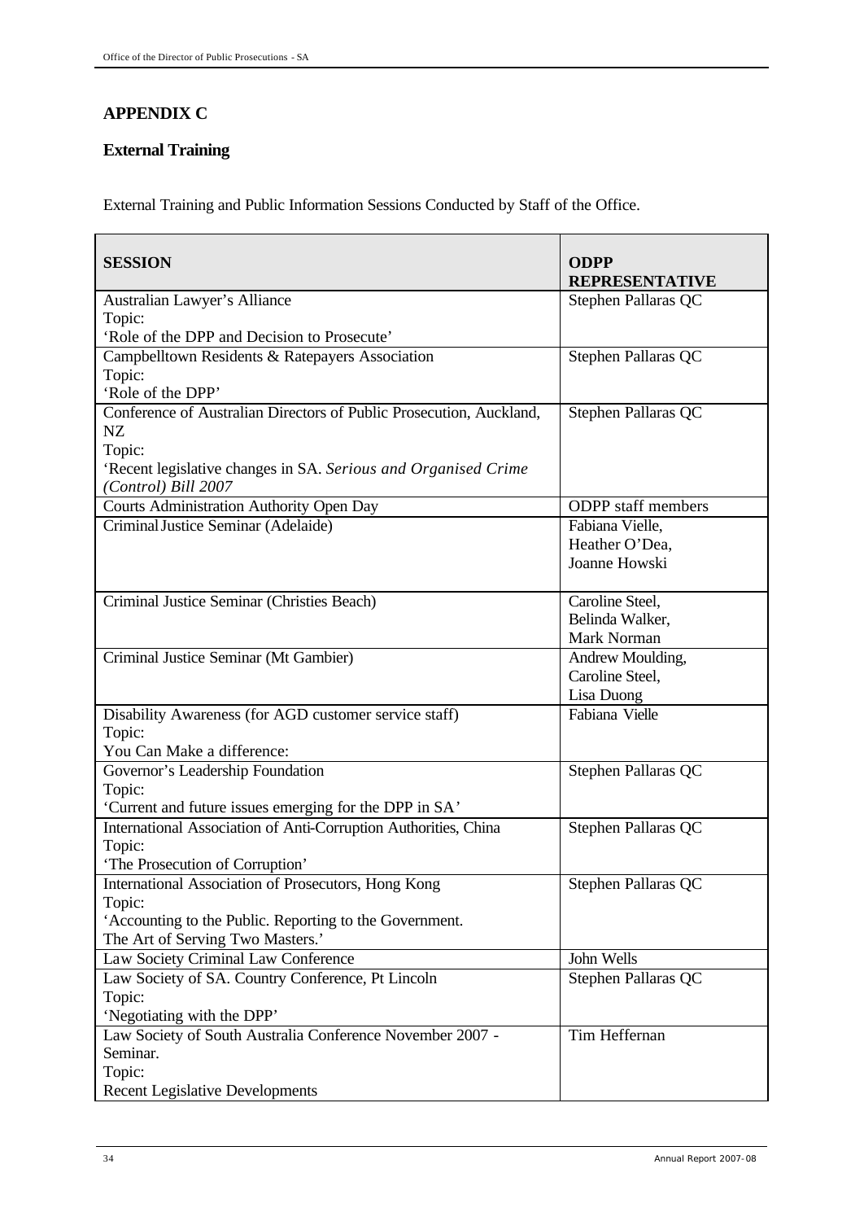## APPENDIX C

### External Training

External Training and Public Information Sessions Conducted by Staff of the Office.

| SESSION | ODPP REPRESENTATIVE |
|---|---|
| Australian Lawyer's Alliance<br>Topic:<br>'Role of the DPP and Decision to Prosecute' | Stephen Pallaras QC |
| Campbelltown Residents & Ratepayers Association<br>Topic:<br>'Role of the DPP' | Stephen Pallaras QC |
| Conference of Australian Directors of Public Prosecution, Auckland, NZ<br>Topic:<br>'Recent legislative changes in SA. *Serious and Organised Crime (Control) Bill 2007* | Stephen Pallaras QC |
| Courts Administration Authority Open Day | ODPP staff members |
| Criminal Justice Seminar (Adelaide) | Fabiana Vielle,<br>Heather O'Dea,<br>Joanne Howski |
| Criminal Justice Seminar (Christies Beach) | Caroline Steel,<br>Belinda Walker,<br>Mark Norman |
| Criminal Justice Seminar (Mt Gambier) | Andrew Moulding,<br>Caroline Steel,<br>Lisa Duong |
| Disability Awareness (for AGD customer service staff)<br>Topic:<br>You Can Make a difference: | Fabiana Vielle |
| Governor's Leadership Foundation<br>Topic:<br>'Current and future issues emerging for the DPP in SA' | Stephen Pallaras QC |
| International Association of Anti-Corruption Authorities, China<br>Topic:<br>'The Prosecution of Corruption' | Stephen Pallaras QC |
| International Association of Prosecutors, Hong Kong<br>Topic:<br>'Accounting to the Public. Reporting to the Government.<br>The Art of Serving Two Masters.' | Stephen Pallaras QC |
| Law Society Criminal Law Conference | John Wells |
| Law Society of SA. Country Conference, Pt Lincoln<br>Topic:<br>'Negotiating with the DPP' | Stephen Pallaras QC |
| Law Society of South Australia Conference November 2007 - Seminar.<br>Topic:<br>Recent Legislative Developments | Tim Heffernan |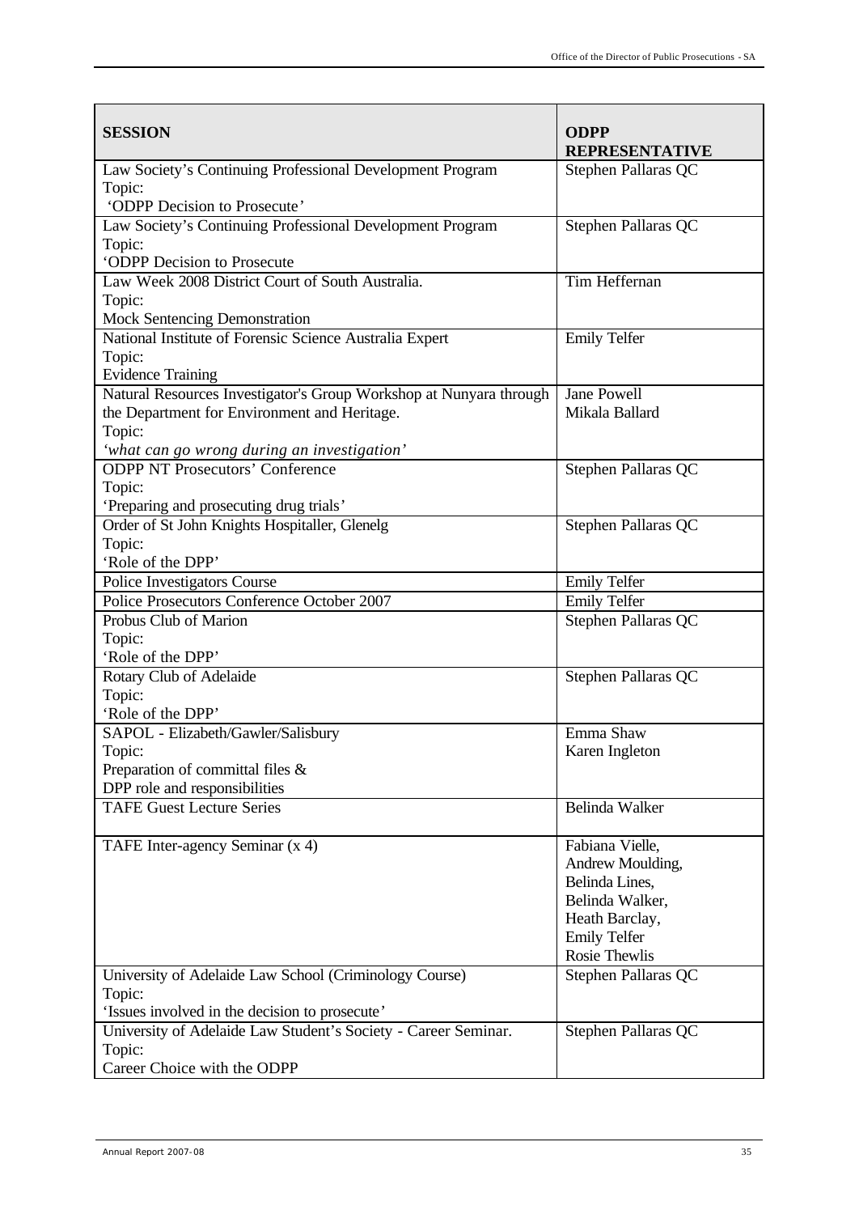| SESSION | ODPP REPRESENTATIVE |
|---|---|
| Law Society's Continuing Professional Development Program<br>Topic:<br>'ODPP Decision to Prosecute' | Stephen Pallaras QC |
| Law Society's Continuing Professional Development Program<br>Topic:<br>'ODPP Decision to Prosecute | Stephen Pallaras QC |
| Law Week 2008 District Court of South Australia.<br>Topic:<br>Mock Sentencing Demonstration | Tim Heffernan |
| National Institute of Forensic Science Australia Expert<br>Topic:<br>Evidence Training | Emily Telfer |
| Natural Resources Investigator's Group Workshop at Nunyara through the Department for Environment and Heritage.<br>Topic:<br>*'what can go wrong during an investigation'* | Jane Powell<br>Mikala Ballard |
| ODPP NT Prosecutors' Conference<br>Topic:<br>'Preparing and prosecuting drug trials' | Stephen Pallaras QC |
| Order of St John Knights Hospitaller, Glenelg<br>Topic:<br>'Role of the DPP' | Stephen Pallaras QC |
| Police Investigators Course | Emily Telfer |
| Police Prosecutors Conference October 2007 | Emily Telfer |
| Probus Club of Marion<br>Topic:<br>'Role of the DPP' | Stephen Pallaras QC |
| Rotary Club of Adelaide<br>Topic:<br>'Role of the DPP' | Stephen Pallaras QC |
| SAPOL - Elizabeth/Gawler/Salisbury<br>Topic:<br>Preparation of committal files &<br>DPP role and responsibilities | Emma Shaw<br>Karen Ingleton |
| TAFE Guest Lecture Series | Belinda Walker |
| TAFE Inter-agency Seminar (x 4) | Fabiana Vielle,<br>Andrew Moulding,<br>Belinda Lines,<br>Belinda Walker,<br>Heath Barclay,<br>Emily Telfer<br>Rosie Thewlis |
| University of Adelaide Law School (Criminology Course)<br>Topic:<br>'Issues involved in the decision to prosecute' | Stephen Pallaras QC |
| University of Adelaide Law Student's Society - Career Seminar.<br>Topic:<br>Career Choice with the ODPP | Stephen Pallaras QC |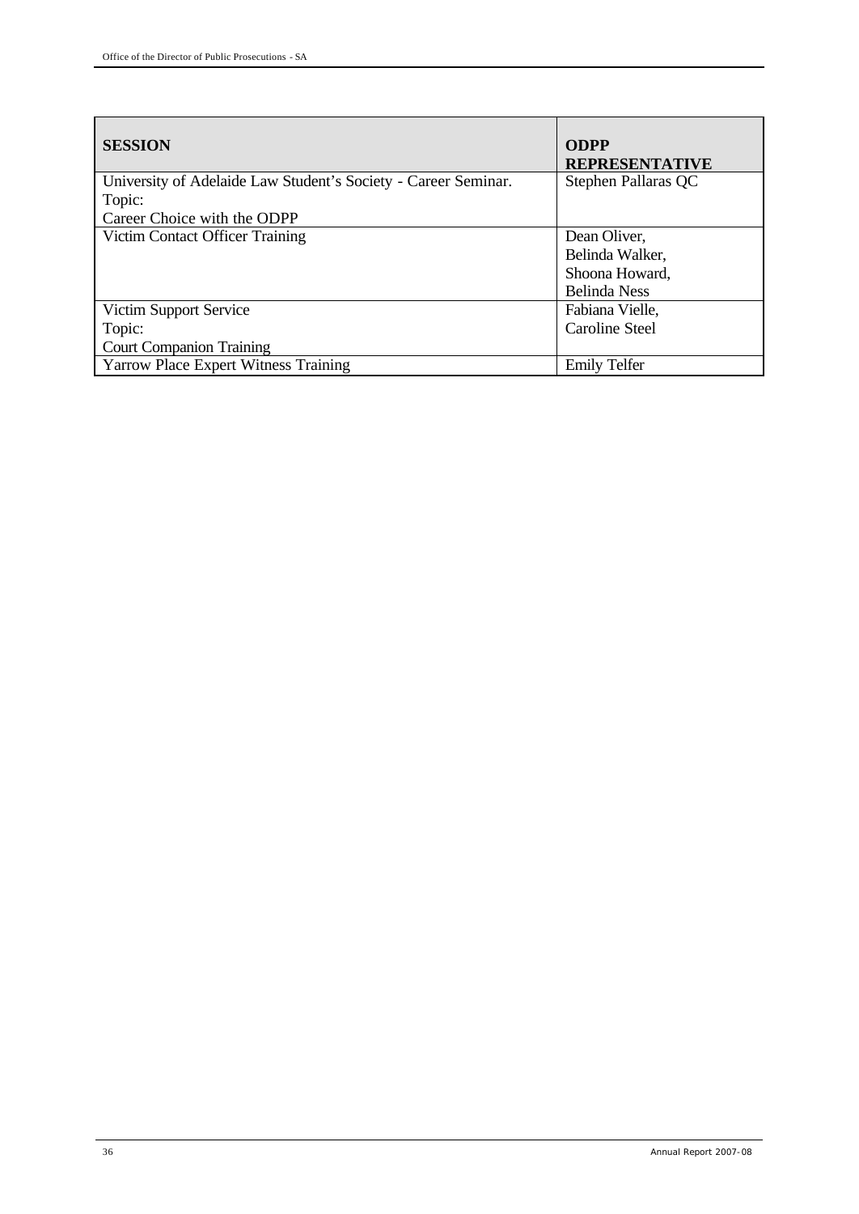| SESSION | ODPP REPRESENTATIVE |
|---|---|
| University of Adelaide Law Student's Society - Career Seminar. Topic: Career Choice with the ODPP | Stephen Pallaras QC |
| Victim Contact Officer Training | Dean Oliver, Belinda Walker, Shoona Howard, Belinda Ness |
| Victim Support Service Topic: Court Companion Training | Fabiana Vielle, Caroline Steel |
| Yarrow Place Expert Witness Training | Emily Telfer |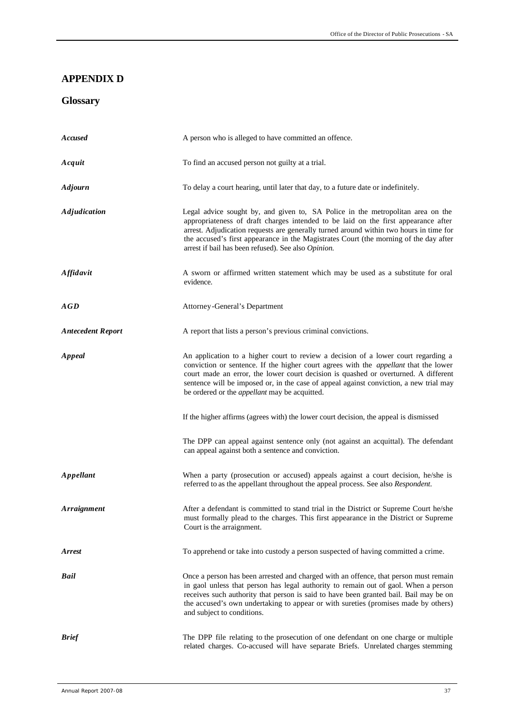# APPENDIX D

## Glossary

| | |
|---|---|
| ***Accused*** | A person who is alleged to have committed an offence. |
| ***Acquit*** | To find an accused person not guilty at a trial. |
| ***Adjourn*** | To delay a court hearing, until later that day, to a future date or indefinitely. |
| ***Adjudication*** | Legal advice sought by, and given to, SA Police in the metropolitan area on the appropriateness of draft charges intended to be laid on the first appearance after arrest. Adjudication requests are generally turned around within two hours in time for the accused's first appearance in the Magistrates Court (the morning of the day after arrest if bail has been refused). See also *Opinion*. |
| ***Affidavit*** | A sworn or affirmed written statement which may be used as a substitute for oral evidence. |
| ***AGD*** | Attorney-General's Department |
| ***Antecedent Report*** | A report that lists a person's previous criminal convictions. |
| ***Appeal*** | An application to a higher court to review a decision of a lower court regarding a conviction or sentence. If the higher court agrees with the *appellant* that the lower court made an error, the lower court decision is quashed or overturned. A different sentence will be imposed or, in the case of appeal against conviction, a new trial may be ordered or the *appellant* may be acquitted.<br><br>If the higher affirms (agrees with) the lower court decision, the appeal is dismissed<br><br>The DPP can appeal against sentence only (not against an acquittal). The defendant can appeal against both a sentence and conviction. |
| ***Appellant*** | When a party (prosecution or accused) appeals against a court decision, he/she is referred to as the appellant throughout the appeal process. See also *Respondent*. |
| ***Arraignment*** | After a defendant is committed to stand trial in the District or Supreme Court he/she must formally plead to the charges. This first appearance in the District or Supreme Court is the arraignment. |
| ***Arrest*** | To apprehend or take into custody a person suspected of having committed a crime. |
| ***Bail*** | Once a person has been arrested and charged with an offence, that person must remain in gaol unless that person has legal authority to remain out of gaol. When a person receives such authority that person is said to have been granted bail. Bail may be on the accused's own undertaking to appear or with sureties (promises made by others) and subject to conditions. |
| ***Brief*** | The DPP file relating to the prosecution of one defendant on one charge or multiple related charges. Co-accused will have separate Briefs. Unrelated charges stemming |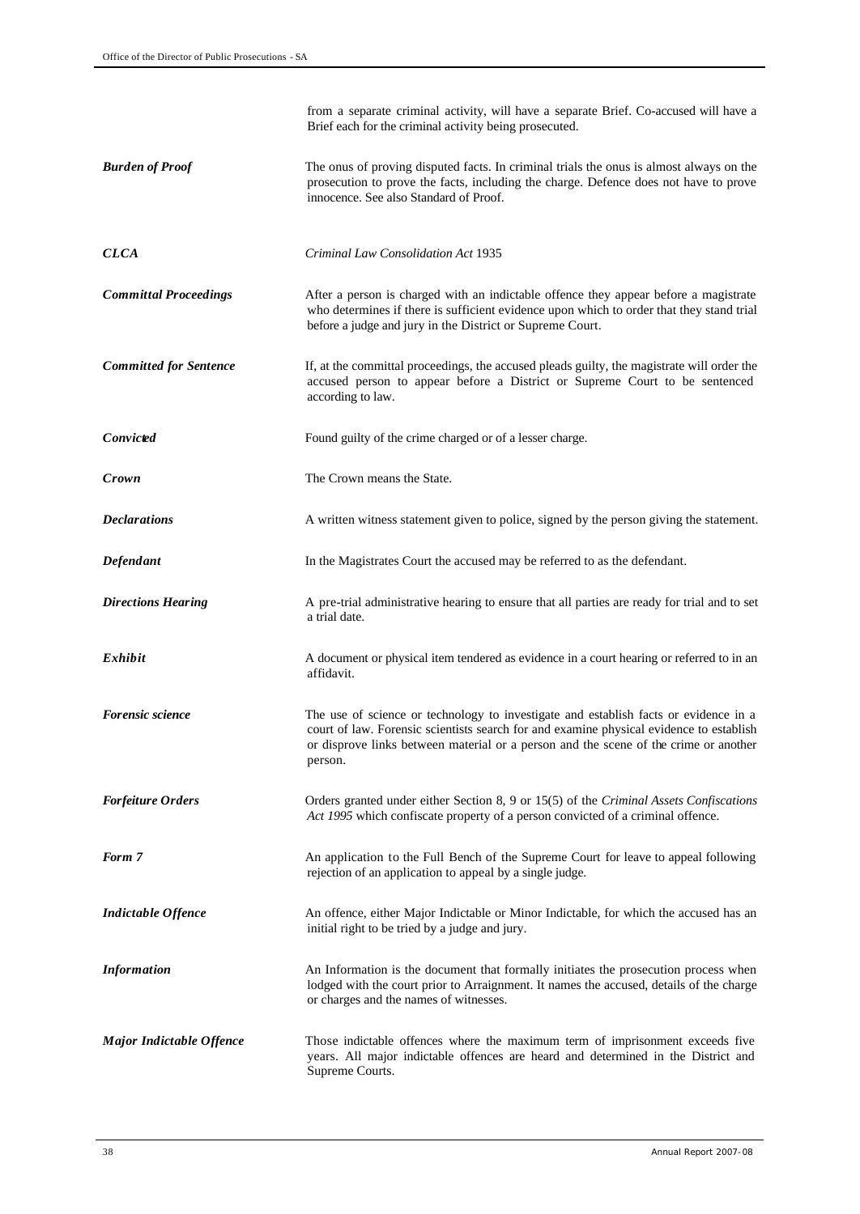from a separate criminal activity, will have a separate Brief. Co-accused will have a Brief each for the criminal activity being prosecuted.

| | |
|---|---|
| ***Burden of Proof*** | The onus of proving disputed facts. In criminal trials the onus is almost always on the prosecution to prove the facts, including the charge. Defence does not have to prove innocence. See also Standard of Proof. |
| ***CLCA*** | *Criminal Law Consolidation Act* 1935 |
| ***Committal Proceedings*** | After a person is charged with an indictable offence they appear before a magistrate who determines if there is sufficient evidence upon which to order that they stand trial before a judge and jury in the District or Supreme Court. |
| ***Committed for Sentence*** | If, at the committal proceedings, the accused pleads guilty, the magistrate will order the accused person to appear before a District or Supreme Court to be sentenced according to law. |
| ***Convicted*** | Found guilty of the crime charged or of a lesser charge. |
| ***Crown*** | The Crown means the State. |
| ***Declarations*** | A written witness statement given to police, signed by the person giving the statement. |
| ***Defendant*** | In the Magistrates Court the accused may be referred to as the defendant. |
| ***Directions Hearing*** | A pre-trial administrative hearing to ensure that all parties are ready for trial and to set a trial date. |
| ***Exhibit*** | A document or physical item tendered as evidence in a court hearing or referred to in an affidavit. |
| ***Forensic science*** | The use of science or technology to investigate and establish facts or evidence in a court of law. Forensic scientists search for and examine physical evidence to establish or disprove links between material or a person and the scene of the crime or another person. |
| ***Forfeiture Orders*** | Orders granted under either Section 8, 9 or 15(5) of the *Criminal Assets Confiscations Act 1995* which confiscate property of a person convicted of a criminal offence. |
| ***Form 7*** | An application to the Full Bench of the Supreme Court for leave to appeal following rejection of an application to appeal by a single judge. |
| ***Indictable Offence*** | An offence, either Major Indictable or Minor Indictable, for which the accused has an initial right to be tried by a judge and jury. |
| ***Information*** | An Information is the document that formally initiates the prosecution process when lodged with the court prior to Arraignment. It names the accused, details of the charge or charges and the names of witnesses. |
| ***Major Indictable Offence*** | Those indictable offences where the maximum term of imprisonment exceeds five years. All major indictable offences are heard and determined in the District and Supreme Courts. |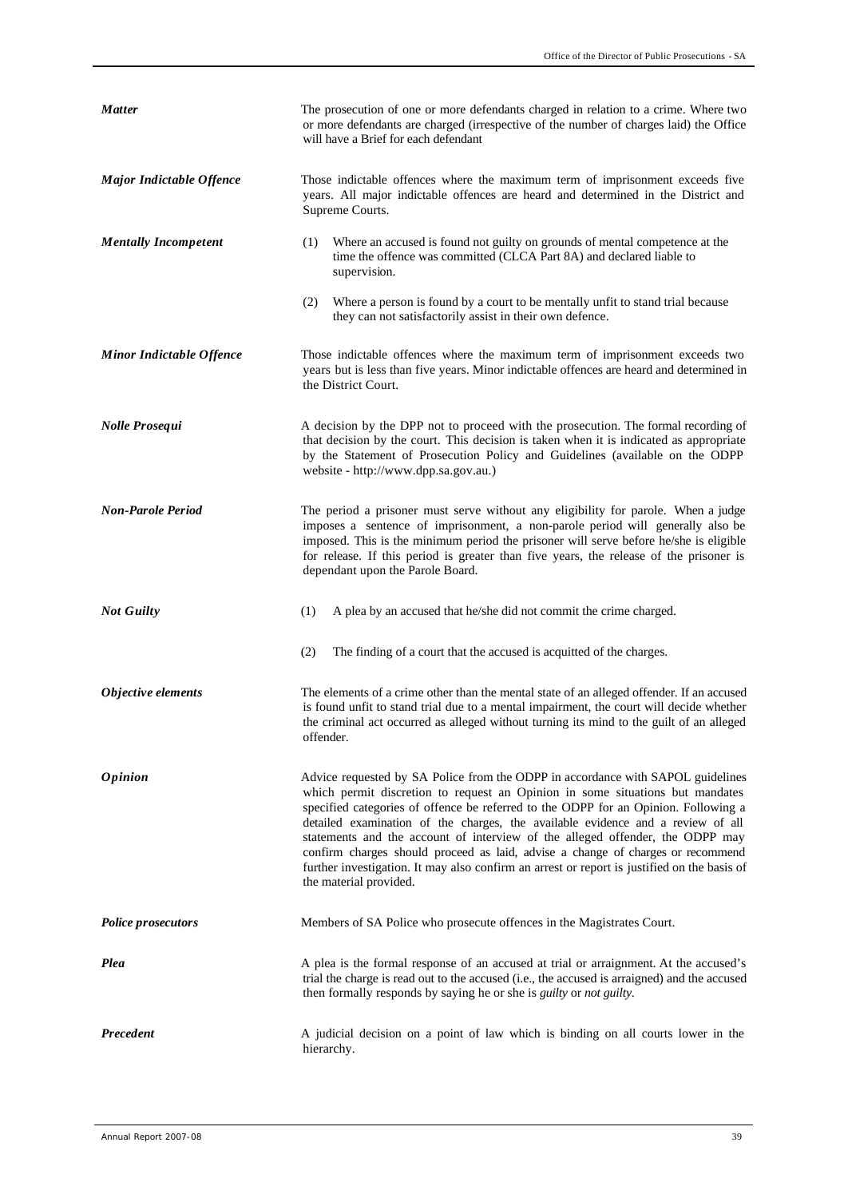***Matter***

The prosecution of one or more defendants charged in relation to a crime. Where two or more defendants are charged (irrespective of the number of charges laid) the Office will have a Brief for each defendant

***Major Indictable Offence***

Those indictable offences where the maximum term of imprisonment exceeds five years. All major indictable offences are heard and determined in the District and Supreme Courts.

***Mentally Incompetent***

(1) Where an accused is found not guilty on grounds of mental competence at the time the offence was committed (CLCA Part 8A) and declared liable to supervision.

(2) Where a person is found by a court to be mentally unfit to stand trial because they can not satisfactorily assist in their own defence.

***Minor Indictable Offence***

Those indictable offences where the maximum term of imprisonment exceeds two years but is less than five years. Minor indictable offences are heard and determined in the District Court.

***Nolle Prosequi***

A decision by the DPP not to proceed with the prosecution. The formal recording of that decision by the court. This decision is taken when it is indicated as appropriate by the Statement of Prosecution Policy and Guidelines (available on the ODPP website - http://www.dpp.sa.gov.au.)

***Non-Parole Period***

The period a prisoner must serve without any eligibility for parole. When a judge imposes a sentence of imprisonment, a non-parole period will generally also be imposed. This is the minimum period the prisoner will serve before he/she is eligible for release. If this period is greater than five years, the release of the prisoner is dependant upon the Parole Board.

***Not Guilty***

(1) A plea by an accused that he/she did not commit the crime charged.

(2) The finding of a court that the accused is acquitted of the charges.

***Objective elements***

The elements of a crime other than the mental state of an alleged offender. If an accused is found unfit to stand trial due to a mental impairment, the court will decide whether the criminal act occurred as alleged without turning its mind to the guilt of an alleged offender.

***Opinion***

Advice requested by SA Police from the ODPP in accordance with SAPOL guidelines which permit discretion to request an Opinion in some situations but mandates specified categories of offence be referred to the ODPP for an Opinion. Following a detailed examination of the charges, the available evidence and a review of all statements and the account of interview of the alleged offender, the ODPP may confirm charges should proceed as laid, advise a change of charges or recommend further investigation. It may also confirm an arrest or report is justified on the basis of the material provided.

***Police prosecutors***

Members of SA Police who prosecute offences in the Magistrates Court.

***Plea***

A plea is the formal response of an accused at trial or arraignment. At the accused's trial the charge is read out to the accused (i.e., the accused is arraigned) and the accused then formally responds by saying he or she is *guilty* or *not guilty*.

***Precedent***

A judicial decision on a point of law which is binding on all courts lower in the hierarchy.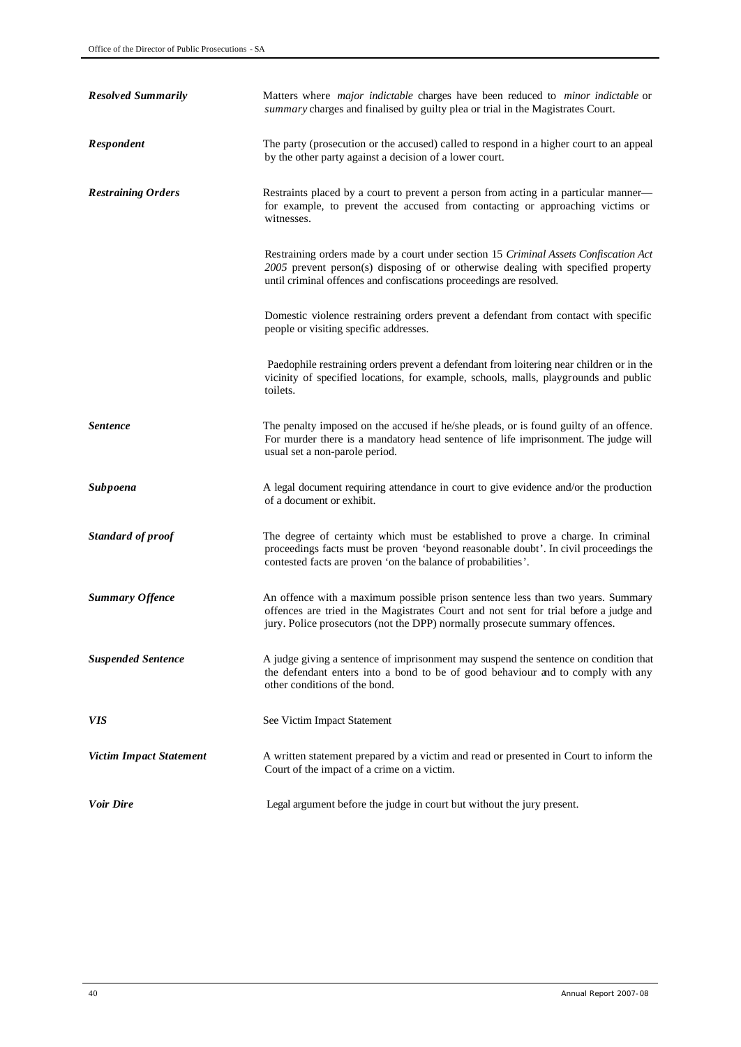| | |
|---|---|
| ***Resolved Summarily*** | Matters where *major indictable* charges have been reduced to *minor indictable* or *summary* charges and finalised by guilty plea or trial in the Magistrates Court. |
| ***Respondent*** | The party (prosecution or the accused) called to respond in a higher court to an appeal by the other party against a decision of a lower court. |
| ***Restraining Orders*** | Restraints placed by a court to prevent a person from acting in a particular manner—for example, to prevent the accused from contacting or approaching victims or witnesses. |
| | Restraining orders made by a court under section 15 *Criminal Assets Confiscation Act 2005* prevent person(s) disposing of or otherwise dealing with specified property until criminal offences and confiscations proceedings are resolved. |
| | Domestic violence restraining orders prevent a defendant from contact with specific people or visiting specific addresses. |
| | Paedophile restraining orders prevent a defendant from loitering near children or in the vicinity of specified locations, for example, schools, malls, playgrounds and public toilets. |
| ***Sentence*** | The penalty imposed on the accused if he/she pleads, or is found guilty of an offence. For murder there is a mandatory head sentence of life imprisonment. The judge will usual set a non-parole period. |
| ***Subpoena*** | A legal document requiring attendance in court to give evidence and/or the production of a document or exhibit. |
| ***Standard of proof*** | The degree of certainty which must be established to prove a charge. In criminal proceedings facts must be proven 'beyond reasonable doubt'. In civil proceedings the contested facts are proven 'on the balance of probabilities'. |
| ***Summary Offence*** | An offence with a maximum possible prison sentence less than two years. Summary offences are tried in the Magistrates Court and not sent for trial before a judge and jury. Police prosecutors (not the DPP) normally prosecute summary offences. |
| ***Suspended Sentence*** | A judge giving a sentence of imprisonment may suspend the sentence on condition that the defendant enters into a bond to be of good behaviour and to comply with any other conditions of the bond. |
| ***VIS*** | See Victim Impact Statement |
| ***Victim Impact Statement*** | A written statement prepared by a victim and read or presented in Court to inform the Court of the impact of a crime on a victim. |
| ***Voir Dire*** | Legal argument before the judge in court but without the jury present. |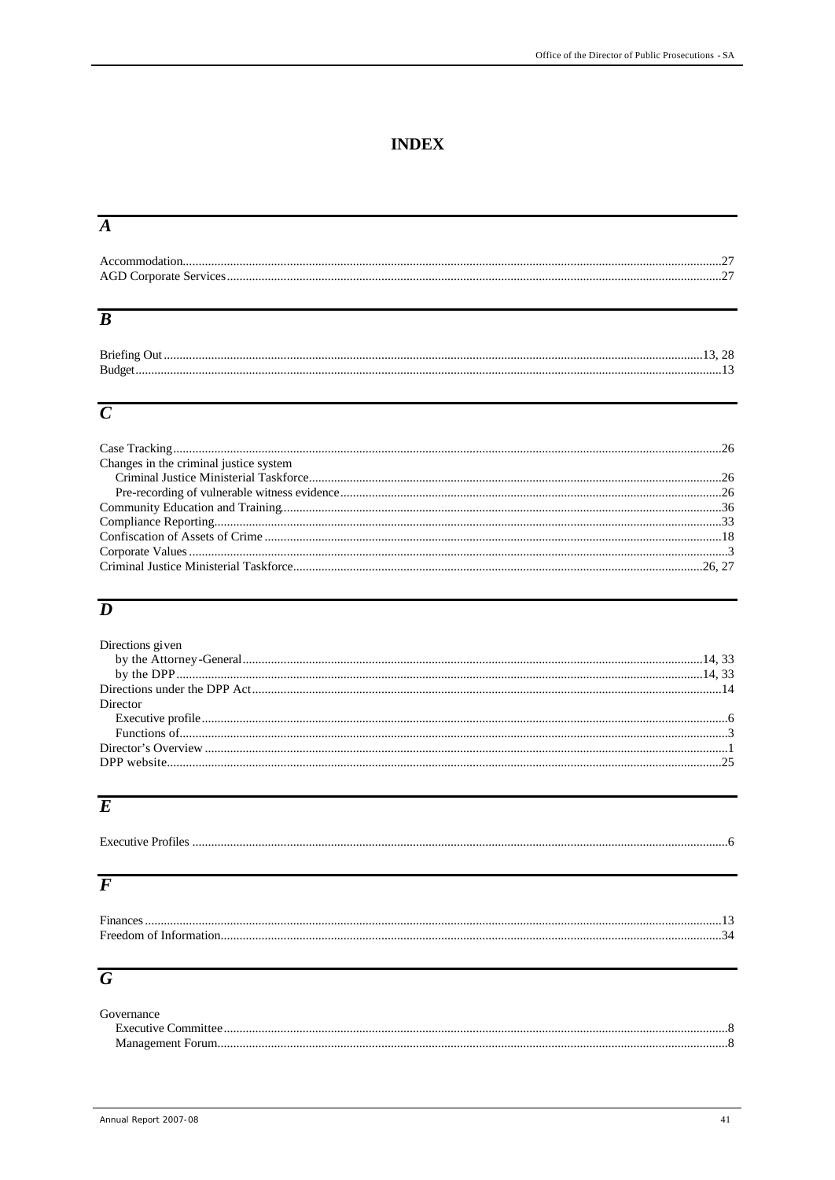# INDEX

## *A*

Accommodation........27
AGD Corporate Services........27

## *B*

Briefing Out........13, 28
Budget........13

## *C*

Case Tracking........26
Changes in the criminal justice system
- Criminal Justice Ministerial Taskforce........26
- Pre-recording of vulnerable witness evidence........26

Community Education and Training........36
Compliance Reporting........33
Confiscation of Assets of Crime........18
Corporate Values........3
Criminal Justice Ministerial Taskforce........26, 27

## *D*

Directions given
- by the Attorney-General........14, 33
- by the DPP........14, 33

Directions under the DPP Act........14
Director
- Executive profile........6
- Functions of........3

Director's Overview........1
DPP website........25

## *E*

Executive Profiles........6

## *F*

Finances........13
Freedom of Information........34

## *G*

Governance
- Executive Committee........8
- Management Forum........8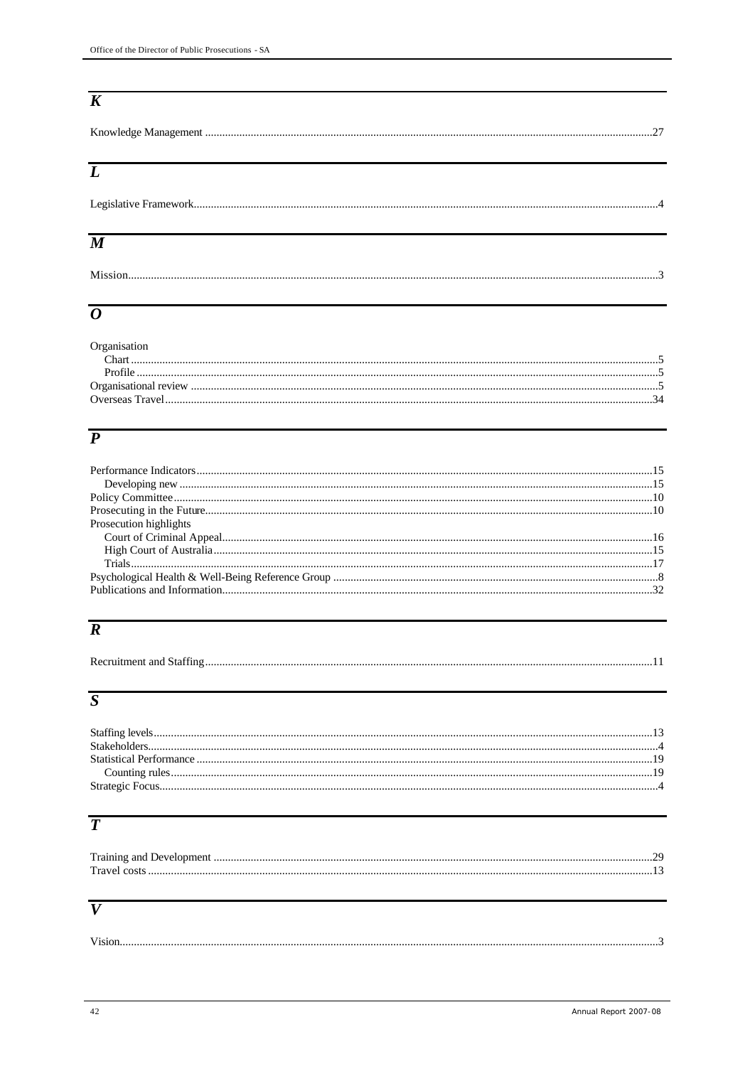## K

Knowledge Management ....................27

## L

Legislative Framework....................4

## M

Mission....................3

## O

Organisation
- Chart....................5
- Profile....................5

Organisational review....................5
Overseas Travel....................34

## P

Performance Indicators....................15
- Developing new....................15

Policy Committee....................10
Prosecuting in the Future....................10
Prosecution highlights
- Court of Criminal Appeal....................16
- High Court of Australia....................15
- Trials....................17

Psychological Health & Well-Being Reference Group....................8
Publications and Information....................32

## R

Recruitment and Staffing....................11

## S

Staffing levels....................13
Stakeholders....................4
Statistical Performance....................19
- Counting rules....................19

Strategic Focus....................4

## T

Training and Development....................29
Travel costs....................13

## V

Vision....................3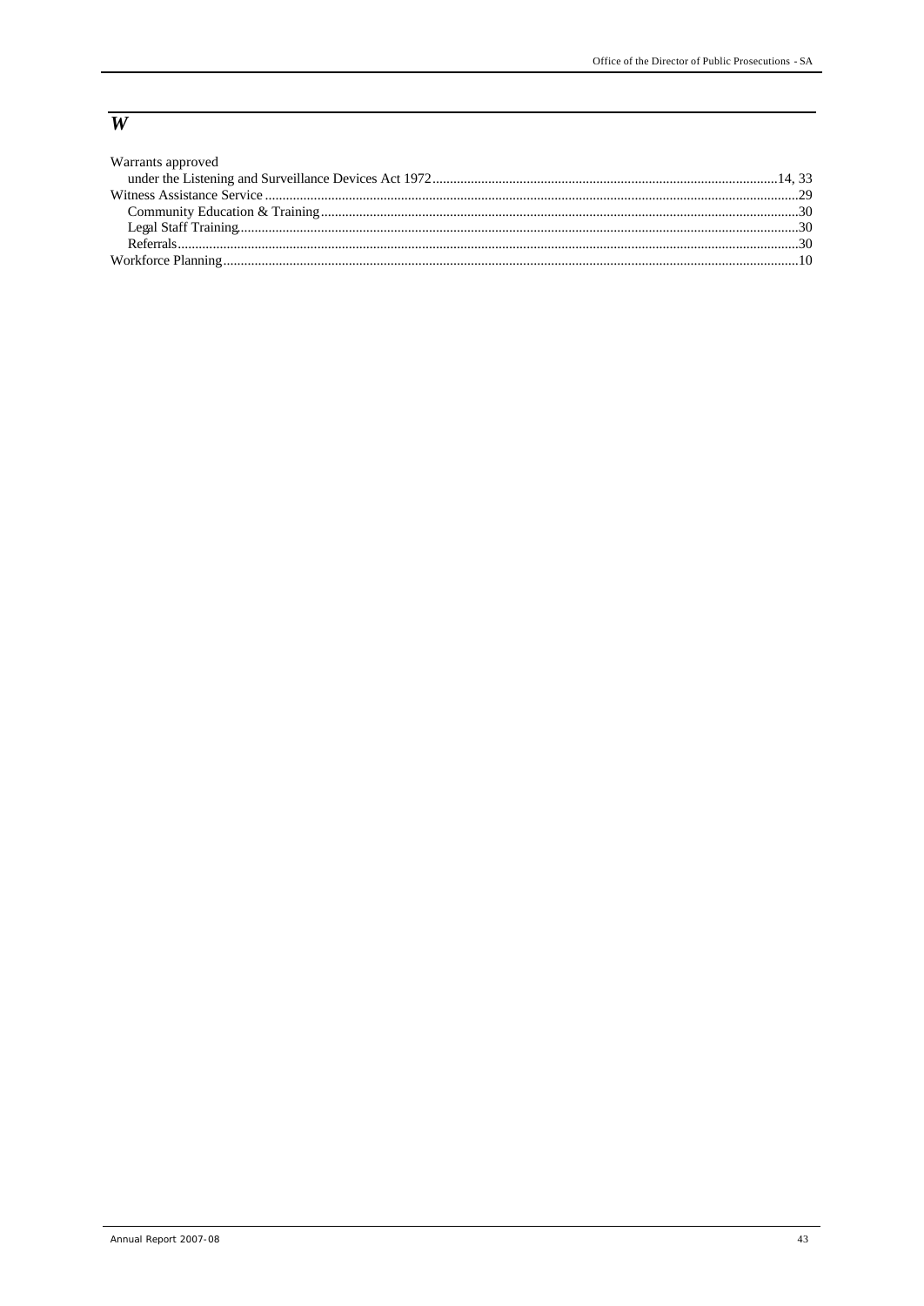## *W*

Warrants approved
- under the Listening and Surveillance Devices Act 1972....14, 33

Witness Assistance Service....29
- Community Education & Training....30
- Legal Staff Training....30
- Referrals....30

Workforce Planning....10